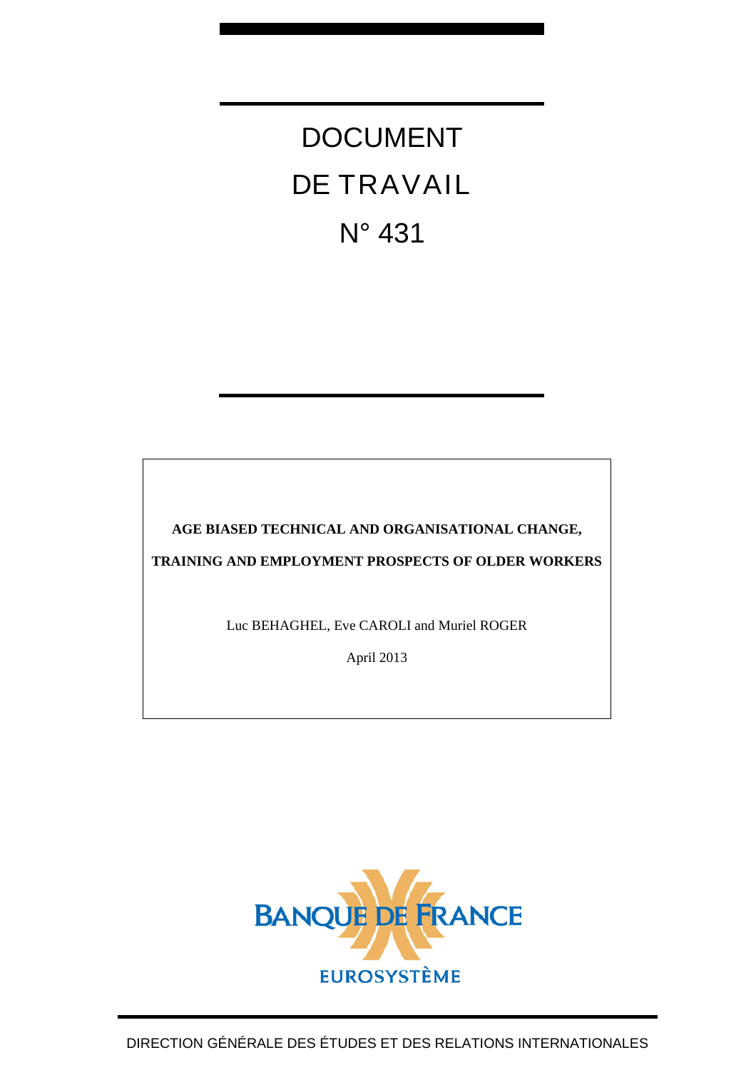# DOCUMENT DE TRAVAIL

# N° 431

**AGE BIASED TECHNICAL AND ORGANISATIONAL CHANGE,**

**TRAINING AND EMPLOYMENT PROSPECTS OF OLDER WORKERS**

Luc BEHAGHEL, Eve CAROLI and Muriel ROGER

April 2013

BANQUE DE FRANCE

EUROSYSTÈME

DIRECTION GÉNÉRALE DES ÉTUDES ET DES RELATIONS INTERNATIONALES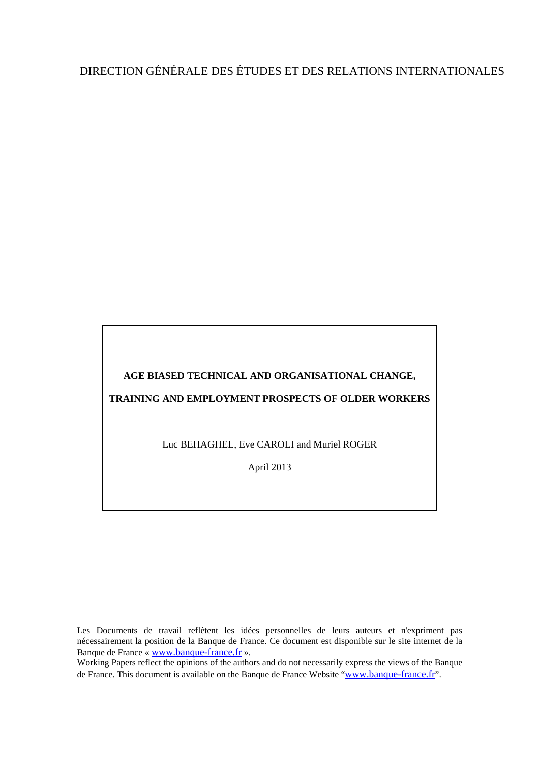DIRECTION GÉNÉRALE DES ÉTUDES ET DES RELATIONS INTERNATIONALES

**AGE BIASED TECHNICAL AND ORGANISATIONAL CHANGE,**

**TRAINING AND EMPLOYMENT PROSPECTS OF OLDER WORKERS**

Luc BEHAGHEL, Eve CAROLI and Muriel ROGER

April 2013

Les Documents de travail reflètent les idées personnelles de leurs auteurs et n'expriment pas nécessairement la position de la Banque de France. Ce document est disponible sur le site internet de la Banque de France « www.banque-france.fr ».

Working Papers reflect the opinions of the authors and do not necessarily express the views of the Banque de France. This document is available on the Banque de France Website "www.banque-france.fr".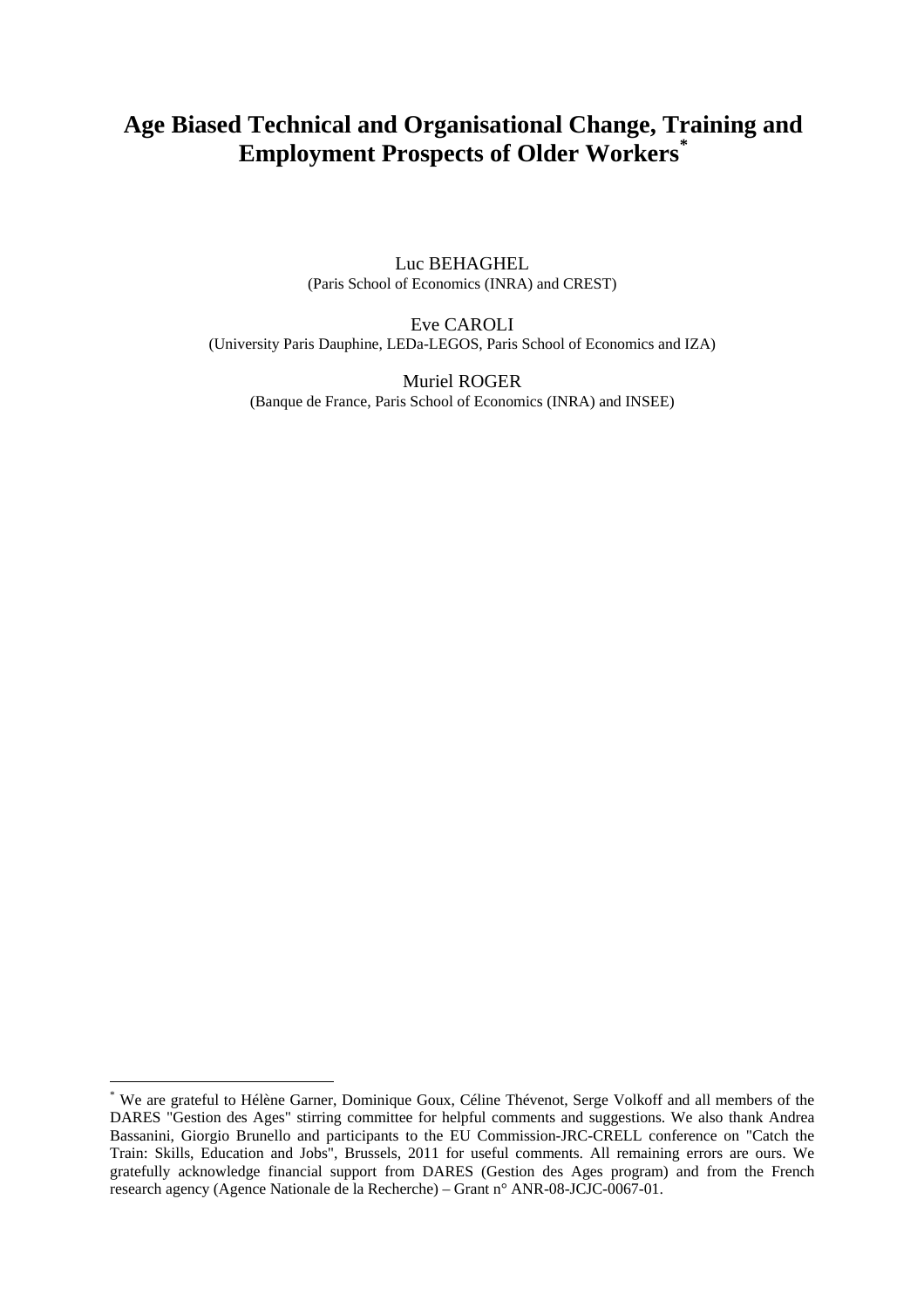# Age Biased Technical and Organisational Change, Training and Employment Prospects of Older Workers[*]

Luc BEHAGHEL
(Paris School of Economics (INRA) and CREST)

Eve CAROLI
(University Paris Dauphine, LEDa-LEGOS, Paris School of Economics and IZA)

Muriel ROGER
(Banque de France, Paris School of Economics (INRA) and INSEE)

---

[*] We are grateful to Hélène Garner, Dominique Goux, Céline Thévenot, Serge Volkoff and all members of the DARES "Gestion des Ages" stirring committee for helpful comments and suggestions. We also thank Andrea Bassanini, Giorgio Brunello and participants to the EU Commission-JRC-CRELL conference on "Catch the Train: Skills, Education and Jobs", Brussels, 2011 for useful comments. All remaining errors are ours. We gratefully acknowledge financial support from DARES (Gestion des Ages program) and from the French research agency (Agence Nationale de la Recherche) – Grant n° ANR-08-JCJC-0067-01.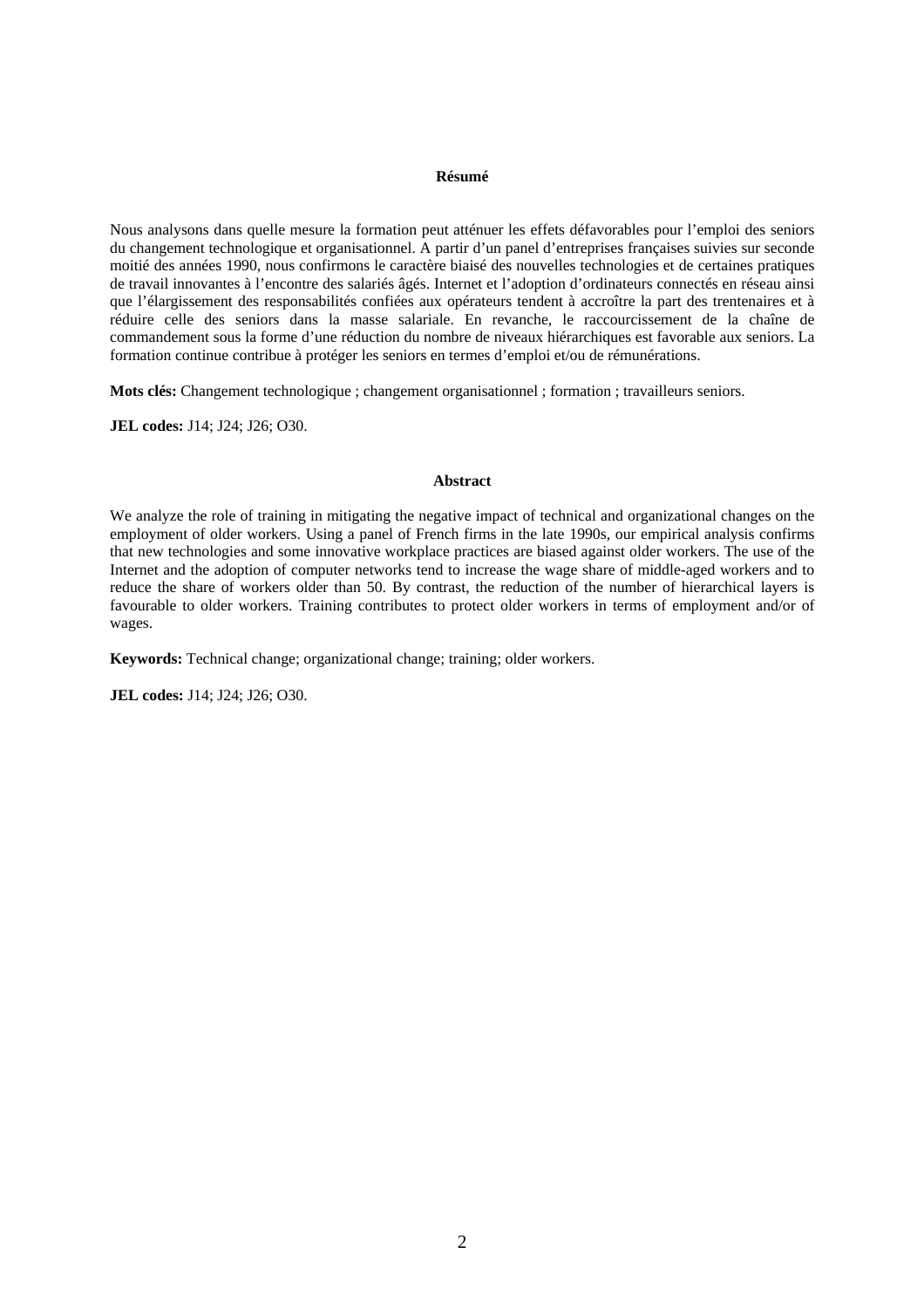## Résumé

Nous analysons dans quelle mesure la formation peut atténuer les effets défavorables pour l'emploi des seniors du changement technologique et organisationnel. A partir d'un panel d'entreprises françaises suivies sur seconde moitié des années 1990, nous confirmons le caractère biaisé des nouvelles technologies et de certaines pratiques de travail innovantes à l'encontre des salariés âgés. Internet et l'adoption d'ordinateurs connectés en réseau ainsi que l'élargissement des responsabilités confiées aux opérateurs tendent à accroître la part des trentenaires et à réduire celle des seniors dans la masse salariale. En revanche, le raccourcissement de la chaîne de commandement sous la forme d'une réduction du nombre de niveaux hiérarchiques est favorable aux seniors. La formation continue contribue à protéger les seniors en termes d'emploi et/ou de rémunérations.

**Mots clés:** Changement technologique ; changement organisationnel ; formation ; travailleurs seniors.

**JEL codes:** J14; J24; J26; O30.

## Abstract

We analyze the role of training in mitigating the negative impact of technical and organizational changes on the employment of older workers. Using a panel of French firms in the late 1990s, our empirical analysis confirms that new technologies and some innovative workplace practices are biased against older workers. The use of the Internet and the adoption of computer networks tend to increase the wage share of middle-aged workers and to reduce the share of workers older than 50. By contrast, the reduction of the number of hierarchical layers is favourable to older workers. Training contributes to protect older workers in terms of employment and/or of wages.

**Keywords:** Technical change; organizational change; training; older workers.

**JEL codes:** J14; J24; J26; O30.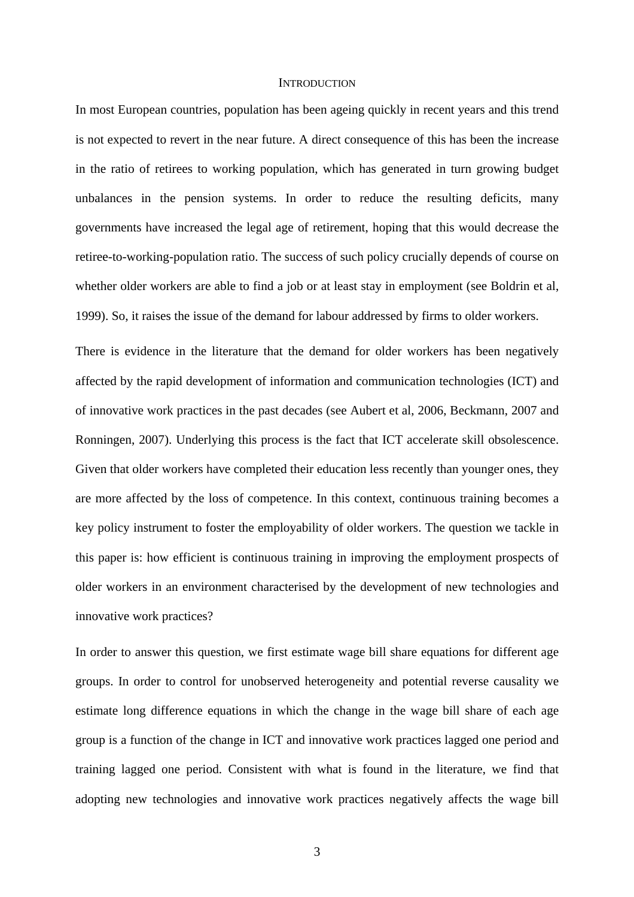## INTRODUCTION

In most European countries, population has been ageing quickly in recent years and this trend is not expected to revert in the near future. A direct consequence of this has been the increase in the ratio of retirees to working population, which has generated in turn growing budget unbalances in the pension systems. In order to reduce the resulting deficits, many governments have increased the legal age of retirement, hoping that this would decrease the retiree-to-working-population ratio. The success of such policy crucially depends of course on whether older workers are able to find a job or at least stay in employment (see Boldrin et al, 1999). So, it raises the issue of the demand for labour addressed by firms to older workers.

There is evidence in the literature that the demand for older workers has been negatively affected by the rapid development of information and communication technologies (ICT) and of innovative work practices in the past decades (see Aubert et al, 2006, Beckmann, 2007 and Ronningen, 2007). Underlying this process is the fact that ICT accelerate skill obsolescence. Given that older workers have completed their education less recently than younger ones, they are more affected by the loss of competence. In this context, continuous training becomes a key policy instrument to foster the employability of older workers. The question we tackle in this paper is: how efficient is continuous training in improving the employment prospects of older workers in an environment characterised by the development of new technologies and innovative work practices?

In order to answer this question, we first estimate wage bill share equations for different age groups. In order to control for unobserved heterogeneity and potential reverse causality we estimate long difference equations in which the change in the wage bill share of each age group is a function of the change in ICT and innovative work practices lagged one period and training lagged one period. Consistent with what is found in the literature, we find that adopting new technologies and innovative work practices negatively affects the wage bill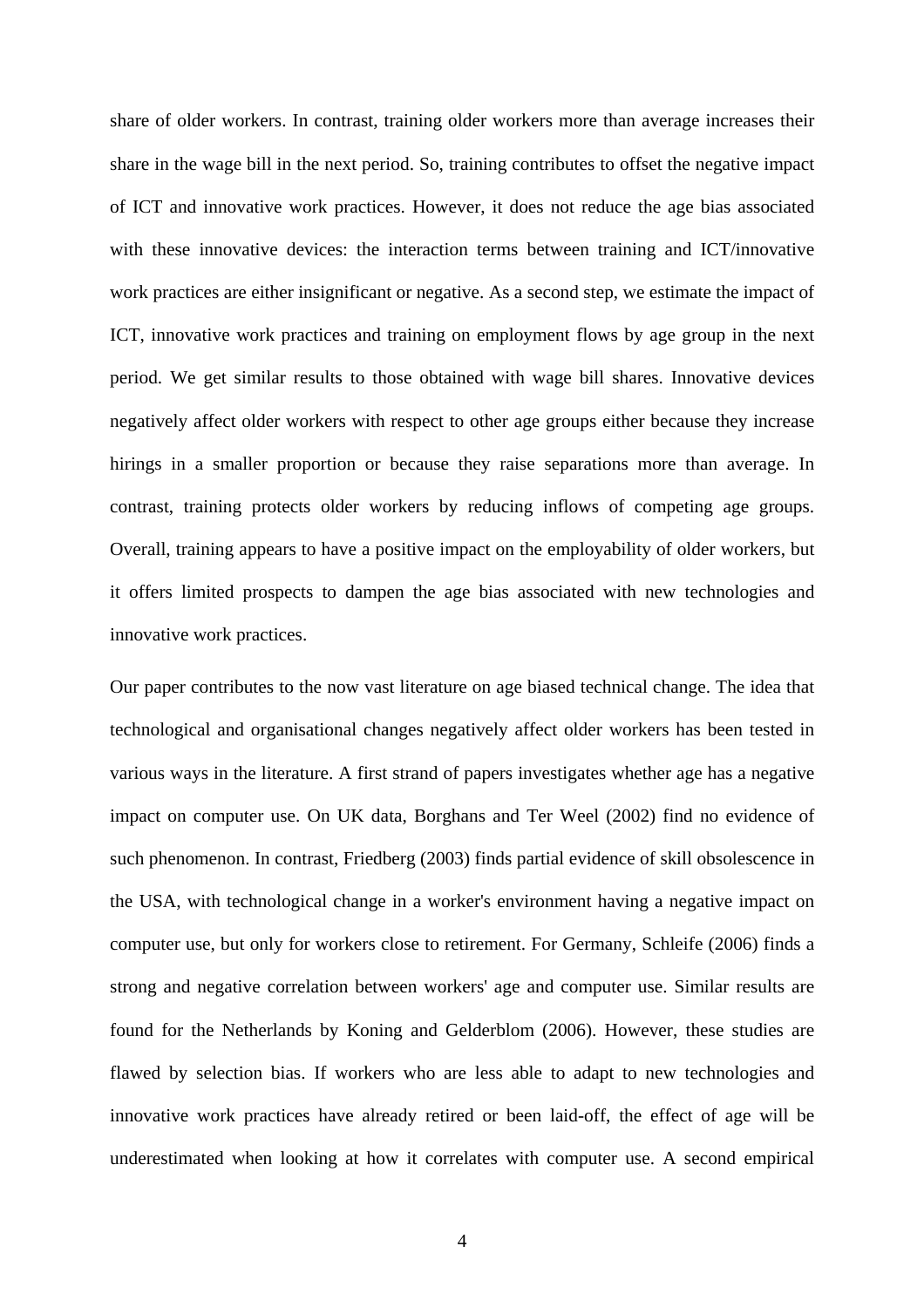share of older workers. In contrast, training older workers more than average increases their share in the wage bill in the next period. So, training contributes to offset the negative impact of ICT and innovative work practices. However, it does not reduce the age bias associated with these innovative devices: the interaction terms between training and ICT/innovative work practices are either insignificant or negative. As a second step, we estimate the impact of ICT, innovative work practices and training on employment flows by age group in the next period. We get similar results to those obtained with wage bill shares. Innovative devices negatively affect older workers with respect to other age groups either because they increase hirings in a smaller proportion or because they raise separations more than average. In contrast, training protects older workers by reducing inflows of competing age groups. Overall, training appears to have a positive impact on the employability of older workers, but it offers limited prospects to dampen the age bias associated with new technologies and innovative work practices.

Our paper contributes to the now vast literature on age biased technical change. The idea that technological and organisational changes negatively affect older workers has been tested in various ways in the literature. A first strand of papers investigates whether age has a negative impact on computer use. On UK data, Borghans and Ter Weel (2002) find no evidence of such phenomenon. In contrast, Friedberg (2003) finds partial evidence of skill obsolescence in the USA, with technological change in a worker's environment having a negative impact on computer use, but only for workers close to retirement. For Germany, Schleife (2006) finds a strong and negative correlation between workers' age and computer use. Similar results are found for the Netherlands by Koning and Gelderblom (2006). However, these studies are flawed by selection bias. If workers who are less able to adapt to new technologies and innovative work practices have already retired or been laid-off, the effect of age will be underestimated when looking at how it correlates with computer use. A second empirical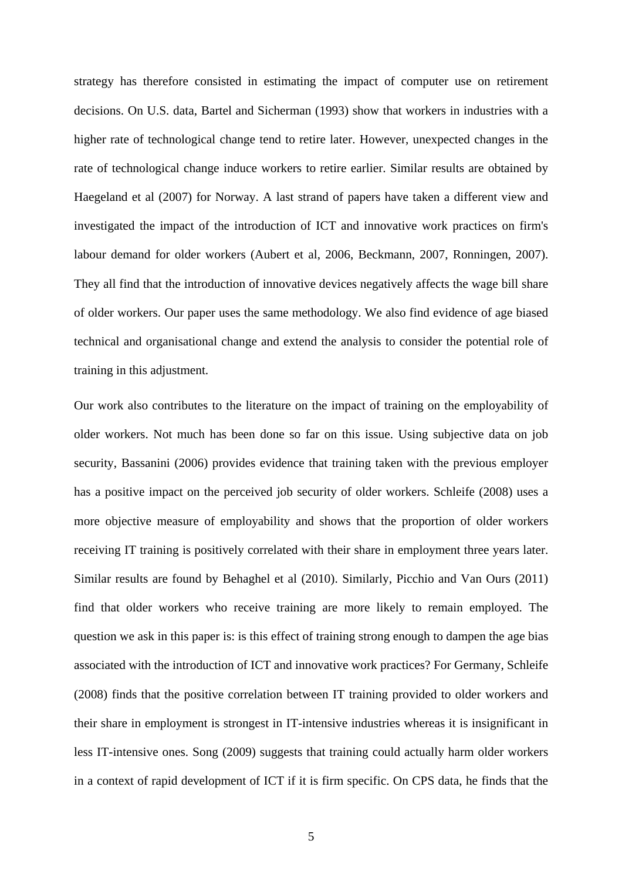strategy has therefore consisted in estimating the impact of computer use on retirement decisions. On U.S. data, Bartel and Sicherman (1993) show that workers in industries with a higher rate of technological change tend to retire later. However, unexpected changes in the rate of technological change induce workers to retire earlier. Similar results are obtained by Haegeland et al (2007) for Norway. A last strand of papers have taken a different view and investigated the impact of the introduction of ICT and innovative work practices on firm's labour demand for older workers (Aubert et al, 2006, Beckmann, 2007, Ronningen, 2007). They all find that the introduction of innovative devices negatively affects the wage bill share of older workers. Our paper uses the same methodology. We also find evidence of age biased technical and organisational change and extend the analysis to consider the potential role of training in this adjustment.

Our work also contributes to the literature on the impact of training on the employability of older workers. Not much has been done so far on this issue. Using subjective data on job security, Bassanini (2006) provides evidence that training taken with the previous employer has a positive impact on the perceived job security of older workers. Schleife (2008) uses a more objective measure of employability and shows that the proportion of older workers receiving IT training is positively correlated with their share in employment three years later. Similar results are found by Behaghel et al (2010). Similarly, Picchio and Van Ours (2011) find that older workers who receive training are more likely to remain employed. The question we ask in this paper is: is this effect of training strong enough to dampen the age bias associated with the introduction of ICT and innovative work practices? For Germany, Schleife (2008) finds that the positive correlation between IT training provided to older workers and their share in employment is strongest in IT-intensive industries whereas it is insignificant in less IT-intensive ones. Song (2009) suggests that training could actually harm older workers in a context of rapid development of ICT if it is firm specific. On CPS data, he finds that the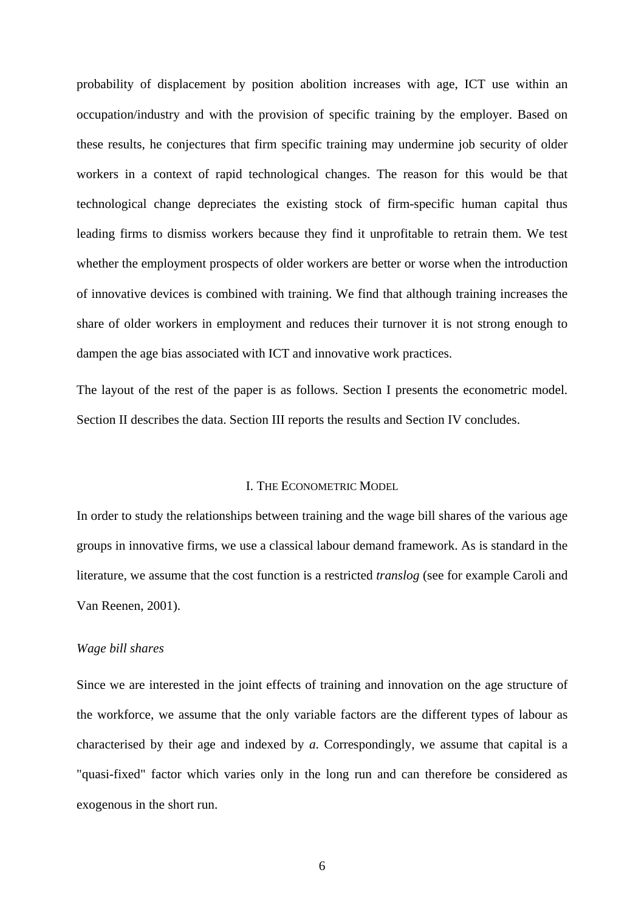probability of displacement by position abolition increases with age, ICT use within an occupation/industry and with the provision of specific training by the employer. Based on these results, he conjectures that firm specific training may undermine job security of older workers in a context of rapid technological changes. The reason for this would be that technological change depreciates the existing stock of firm-specific human capital thus leading firms to dismiss workers because they find it unprofitable to retrain them. We test whether the employment prospects of older workers are better or worse when the introduction of innovative devices is combined with training. We find that although training increases the share of older workers in employment and reduces their turnover it is not strong enough to dampen the age bias associated with ICT and innovative work practices.

The layout of the rest of the paper is as follows. Section I presents the econometric model. Section II describes the data. Section III reports the results and Section IV concludes.

## I. The Econometric Model

In order to study the relationships between training and the wage bill shares of the various age groups in innovative firms, we use a classical labour demand framework. As is standard in the literature, we assume that the cost function is a restricted *translog* (see for example Caroli and Van Reenen, 2001).

### *Wage bill shares*

Since we are interested in the joint effects of training and innovation on the age structure of the workforce, we assume that the only variable factors are the different types of labour as characterised by their age and indexed by *a*. Correspondingly, we assume that capital is a "quasi-fixed" factor which varies only in the long run and can therefore be considered as exogenous in the short run.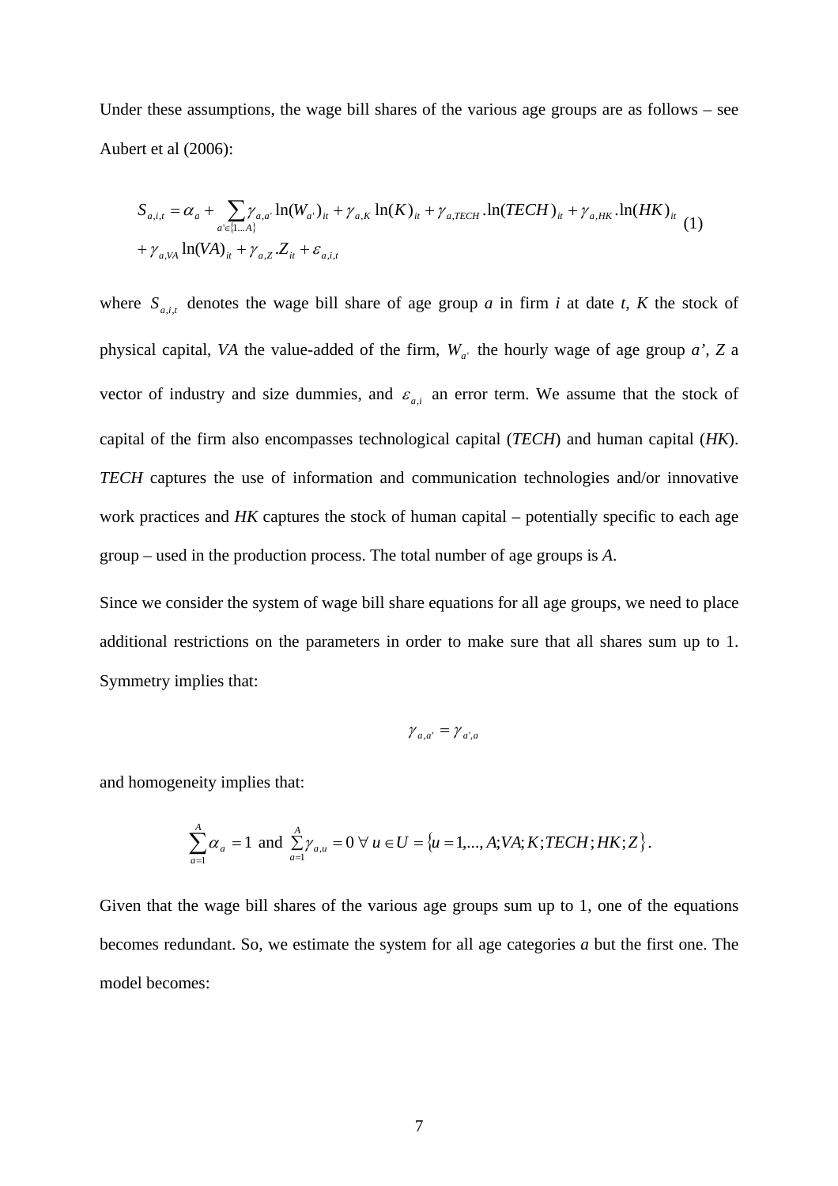Under these assumptions, the wage bill shares of the various age groups are as follows – see Aubert et al (2006):

$$
\begin{aligned}
S_{a,i,t} = {} & \alpha_a + \sum_{a' \in \{1 \ldots A\}} \gamma_{a,a'} \ln(W_{a'})_{it} + \gamma_{a,K} \ln(K)_{it} + \gamma_{a,TECH} . \ln(TECH)_{it} + \gamma_{a,HK} . \ln(HK)_{it} \\
& + \gamma_{a,VA} \ln(VA)_{it} + \gamma_{a,Z} . Z_{it} + \varepsilon_{a,i,t}
\end{aligned}
\tag{1}
$$

where $S_{a,i,t}$ denotes the wage bill share of age group *a* in firm *i* at date *t*, *K* the stock of physical capital, *VA* the value-added of the firm, $W_{a'}$ the hourly wage of age group *a'*, *Z* a vector of industry and size dummies, and $\varepsilon_{a,i}$ an error term. We assume that the stock of capital of the firm also encompasses technological capital (*TECH*) and human capital (*HK*). *TECH* captures the use of information and communication technologies and/or innovative work practices and *HK* captures the stock of human capital – potentially specific to each age group – used in the production process. The total number of age groups is *A*.

Since we consider the system of wage bill share equations for all age groups, we need to place additional restrictions on the parameters in order to make sure that all shares sum up to 1. Symmetry implies that:

$$
\gamma_{a,a'} = \gamma_{a',a}
$$

and homogeneity implies that:

$$
\sum_{a=1}^{A} \alpha_a = 1 \text{ and } \sum_{a=1}^{A} \gamma_{a,u} = 0 \ \forall \ u \in U = \{u = 1,..., A; VA; K; TECH; HK; Z\}.
$$

Given that the wage bill shares of the various age groups sum up to 1, one of the equations becomes redundant. So, we estimate the system for all age categories *a* but the first one. The model becomes: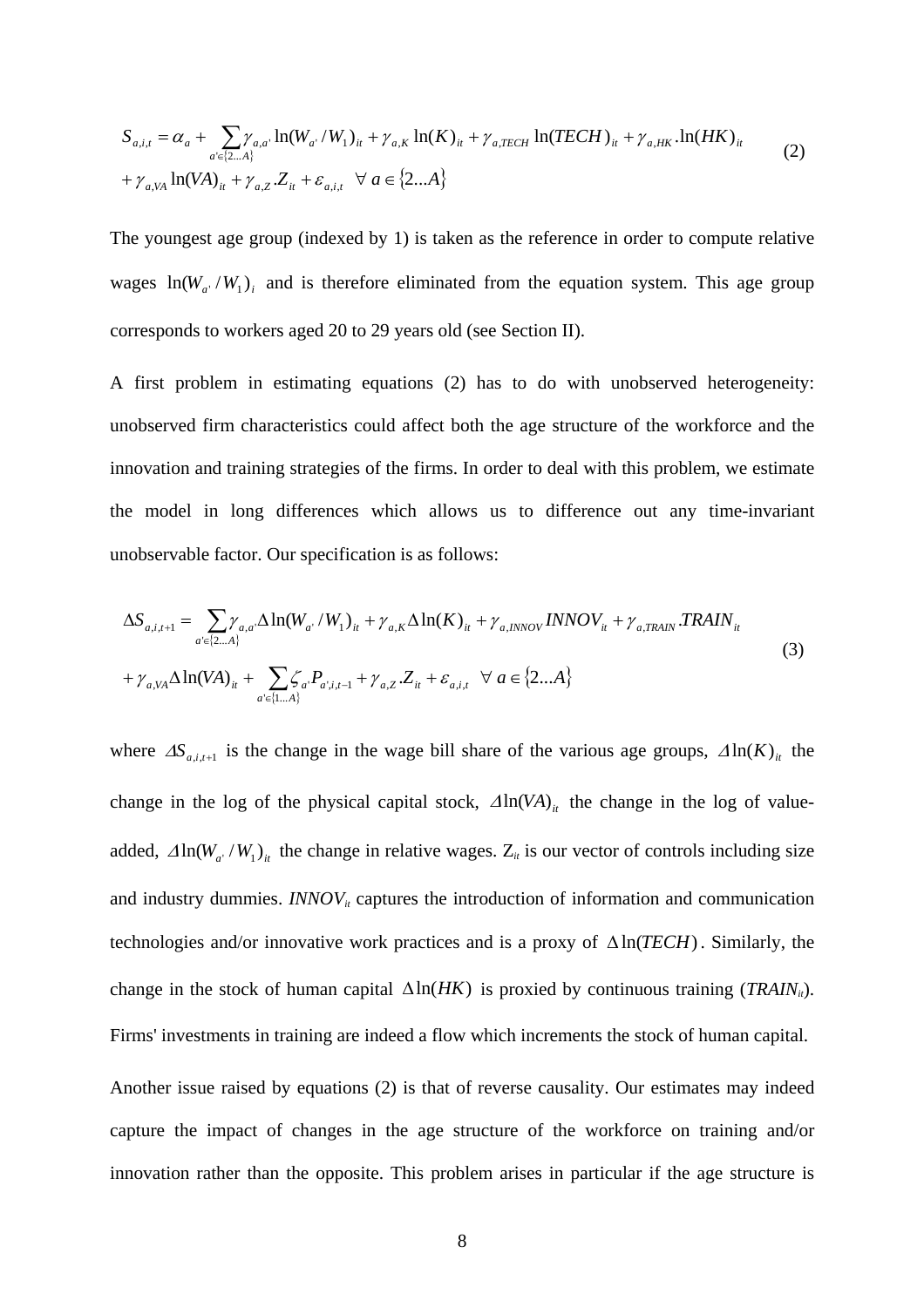$$S_{a,i,t} = \alpha_a + \sum_{a' \in \{2...A\}} \gamma_{a,a'} \ln(W_{a'}/W_1)_{it} + \gamma_{a,K} \ln(K)_{it} + \gamma_{a,TECH} \ln(TECH)_{it} + \gamma_{a,HK}.\ln(HK)_{it} + \gamma_{a,VA} \ln(VA)_{it} + \gamma_{a,Z}.Z_{it} + \varepsilon_{a,i,t} \quad \forall\ a \in \{2...A\} \tag{2}$$

The youngest age group (indexed by 1) is taken as the reference in order to compute relative wages $\ln(W_{a'}/W_1)_i$ and is therefore eliminated from the equation system. This age group corresponds to workers aged 20 to 29 years old (see Section II).

A first problem in estimating equations (2) has to do with unobserved heterogeneity: unobserved firm characteristics could affect both the age structure of the workforce and the innovation and training strategies of the firms. In order to deal with this problem, we estimate the model in long differences which allows us to difference out any time-invariant unobservable factor. Our specification is as follows:

$$\Delta S_{a,i,t+1} = \sum_{a' \in \{2...A\}} \gamma_{a,a'} \Delta \ln(W_{a'}/W_1)_{it} + \gamma_{a,K} \Delta \ln(K)_{it} + \gamma_{a,INNOV} INNOV_{it} + \gamma_{a,TRAIN}.TRAIN_{it} + \gamma_{a,VA} \Delta \ln(VA)_{it} + \sum_{a' \in \{1...A\}} \zeta_{a'} P_{a',i,t-1} + \gamma_{a,Z}.Z_{it} + \varepsilon_{a,i,t} \quad \forall\ a \in \{2...A\} \tag{3}$$

where $\Delta S_{a,i,t+1}$ is the change in the wage bill share of the various age groups, $\Delta \ln(K)_{it}$ the change in the log of the physical capital stock, $\Delta \ln(VA)_{it}$ the change in the log of value-added, $\Delta \ln(W_{a'}/W_1)_{it}$ the change in relative wages. $Z_{it}$ is our vector of controls including size and industry dummies. $INNOV_{it}$ captures the introduction of information and communication technologies and/or innovative work practices and is a proxy of $\Delta \ln(TECH)$. Similarly, the change in the stock of human capital $\Delta \ln(HK)$ is proxied by continuous training ($TRAIN_{it}$). Firms' investments in training are indeed a flow which increments the stock of human capital.

Another issue raised by equations (2) is that of reverse causality. Our estimates may indeed capture the impact of changes in the age structure of the workforce on training and/or innovation rather than the opposite. This problem arises in particular if the age structure is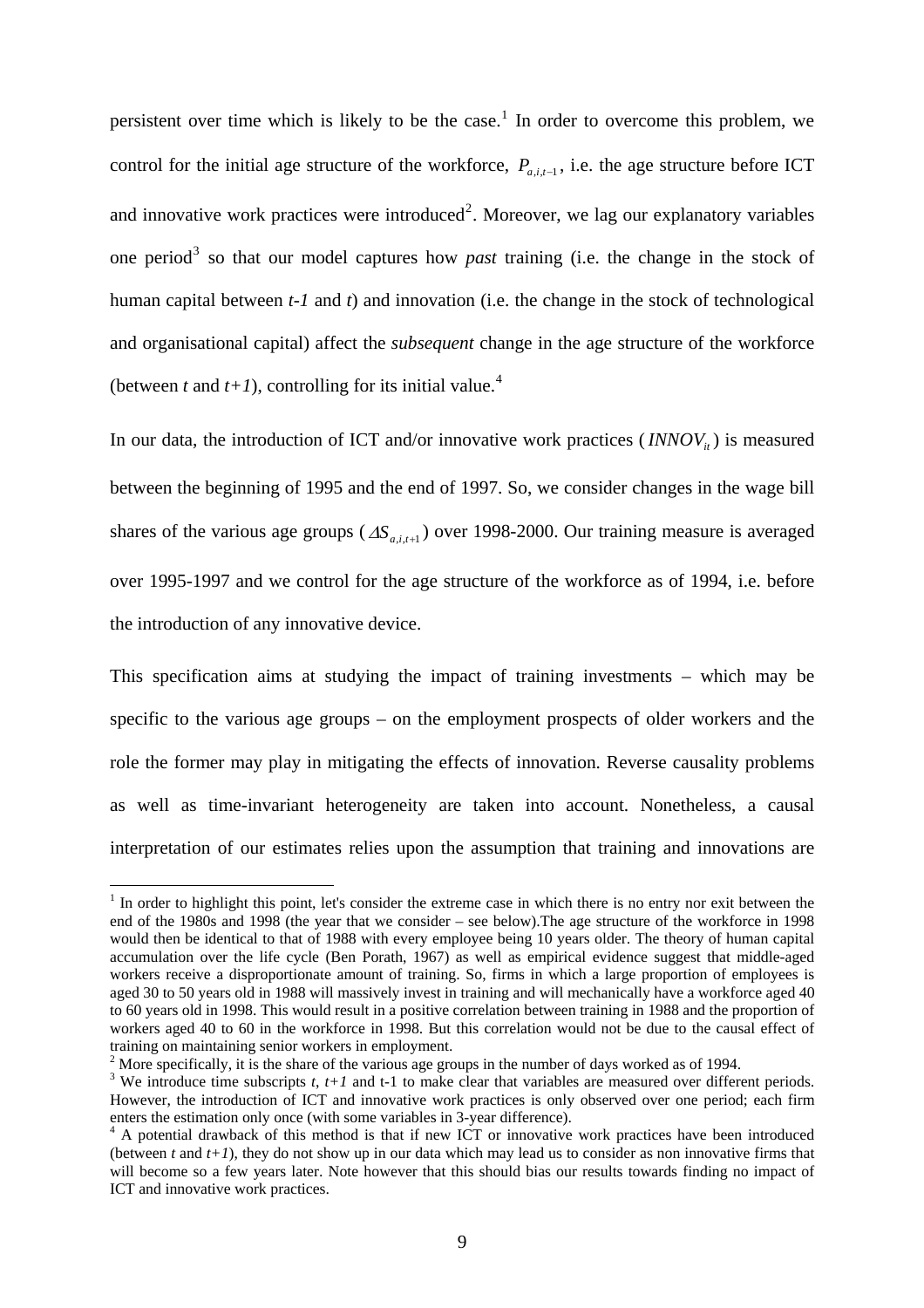persistent over time which is likely to be the case.[1] In order to overcome this problem, we control for the initial age structure of the workforce, $P_{a,i,t-1}$, i.e. the age structure before ICT and innovative work practices were introduced[2]. Moreover, we lag our explanatory variables one period[3] so that our model captures how *past* training (i.e. the change in the stock of human capital between *t-1* and *t*) and innovation (i.e. the change in the stock of technological and organisational capital) affect the *subsequent* change in the age structure of the workforce (between *t* and *t+1*), controlling for its initial value.[4]

In our data, the introduction of ICT and/or innovative work practices ($INNOV_{it}$) is measured between the beginning of 1995 and the end of 1997. So, we consider changes in the wage bill shares of the various age groups ($\Delta S_{a,i,t+1}$) over 1998-2000. Our training measure is averaged over 1995-1997 and we control for the age structure of the workforce as of 1994, i.e. before the introduction of any innovative device.

This specification aims at studying the impact of training investments – which may be specific to the various age groups – on the employment prospects of older workers and the role the former may play in mitigating the effects of innovation. Reverse causality problems as well as time-invariant heterogeneity are taken into account. Nonetheless, a causal interpretation of our estimates relies upon the assumption that training and innovations are

---

[1] In order to highlight this point, let's consider the extreme case in which there is no entry nor exit between the end of the 1980s and 1998 (the year that we consider – see below).The age structure of the workforce in 1998 would then be identical to that of 1988 with every employee being 10 years older. The theory of human capital accumulation over the life cycle (Ben Porath, 1967) as well as empirical evidence suggest that middle-aged workers receive a disproportionate amount of training. So, firms in which a large proportion of employees is aged 30 to 50 years old in 1988 will massively invest in training and will mechanically have a workforce aged 40 to 60 years old in 1998. This would result in a positive correlation between training in 1988 and the proportion of workers aged 40 to 60 in the workforce in 1998. But this correlation would not be due to the causal effect of training on maintaining senior workers in employment.

[2] More specifically, it is the share of the various age groups in the number of days worked as of 1994.

[3] We introduce time subscripts *t*, *t+1* and t-1 to make clear that variables are measured over different periods. However, the introduction of ICT and innovative work practices is only observed over one period; each firm enters the estimation only once (with some variables in 3-year difference).

[4] A potential drawback of this method is that if new ICT or innovative work practices have been introduced (between *t* and *t+1*), they do not show up in our data which may lead us to consider as non innovative firms that will become so a few years later. Note however that this should bias our results towards finding no impact of ICT and innovative work practices.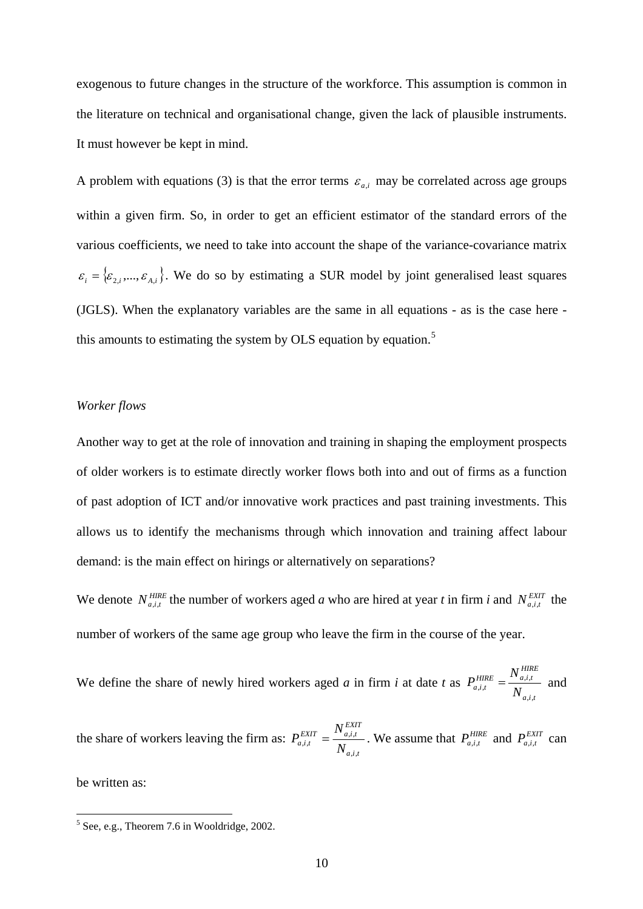exogenous to future changes in the structure of the workforce. This assumption is common in the literature on technical and organisational change, given the lack of plausible instruments. It must however be kept in mind.

A problem with equations (3) is that the error terms $\varepsilon_{a,i}$ may be correlated across age groups within a given firm. So, in order to get an efficient estimator of the standard errors of the various coefficients, we need to take into account the shape of the variance-covariance matrix $\varepsilon_i = \{\varepsilon_{2,i},...,\varepsilon_{A,i}\}$. We do so by estimating a SUR model by joint generalised least squares (JGLS). When the explanatory variables are the same in all equations - as is the case here - this amounts to estimating the system by OLS equation by equation.[5]

*Worker flows*

Another way to get at the role of innovation and training in shaping the employment prospects of older workers is to estimate directly worker flows both into and out of firms as a function of past adoption of ICT and/or innovative work practices and past training investments. This allows us to identify the mechanisms through which innovation and training affect labour demand: is the main effect on hirings or alternatively on separations?

We denote $N_{a,i,t}^{HIRE}$ the number of workers aged *a* who are hired at year *t* in firm *i* and $N_{a,i,t}^{EXIT}$ the number of workers of the same age group who leave the firm in the course of the year.

We define the share of newly hired workers aged *a* in firm *i* at date *t* as $P_{a,i,t}^{HIRE} = \dfrac{N_{a,i,t}^{HIRE}}{N_{a,i,t}}$ and

the share of workers leaving the firm as: $P_{a,i,t}^{EXIT} = \dfrac{N_{a,i,t}^{EXIT}}{N_{a,i,t}}$. We assume that $P_{a,i,t}^{HIRE}$ and $P_{a,i,t}^{EXIT}$ can

be written as:

[5] See, e.g., Theorem 7.6 in Wooldridge, 2002.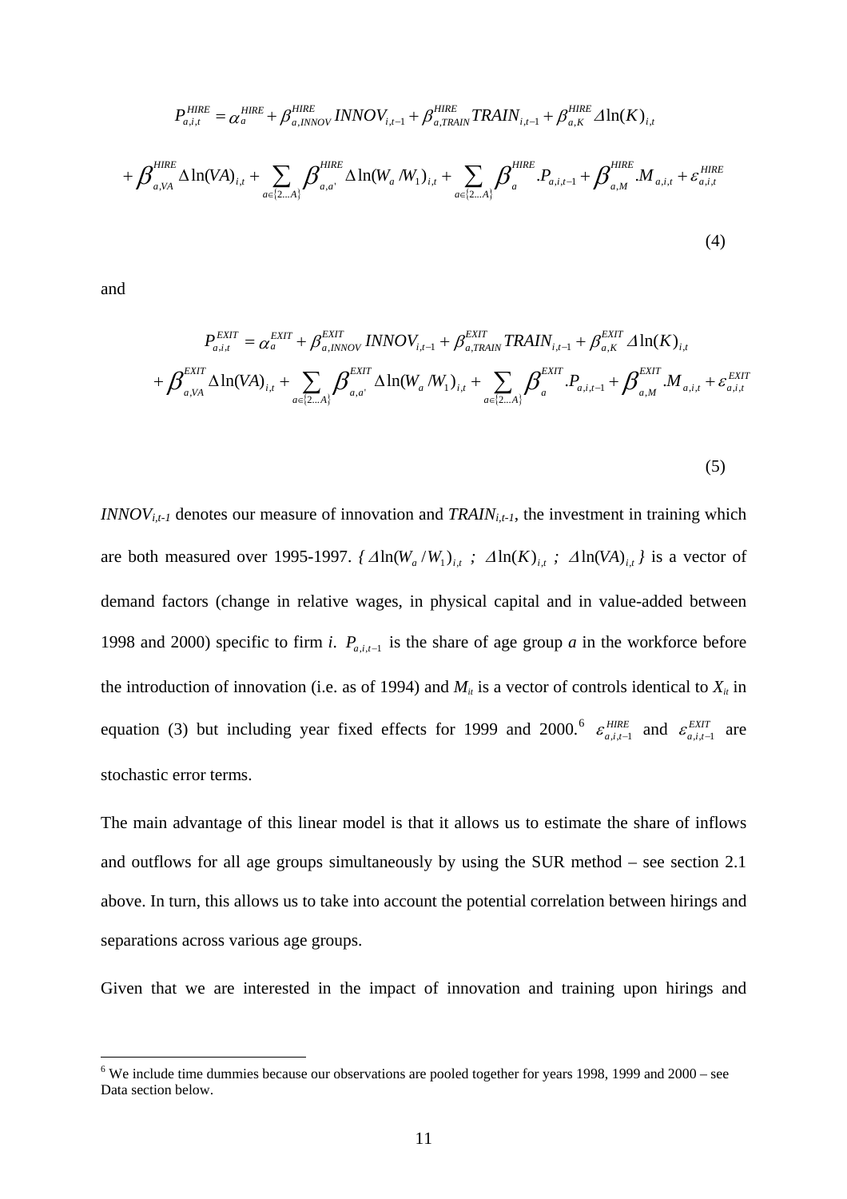$$P_{a,i,t}^{HIRE} = \alpha_a^{HIRE} + \beta_{a,INNOV}^{HIRE} INNOV_{i,t-1} + \beta_{a,TRAIN}^{HIRE} TRAIN_{i,t-1} + \beta_{a,K}^{HIRE} \Delta \ln(K)_{i,t}$$

$$+ \beta_{a,VA}^{HIRE} \Delta \ln(VA)_{i,t} + \sum_{a \in \{2...A\}} \beta_{a,a'}^{HIRE} \Delta \ln(W_a / W_1)_{i,t} + \sum_{a \in \{2...A\}} \beta_a^{HIRE} .P_{a,i,t-1} + \beta_{a,M}^{HIRE} .M_{a,i,t} + \varepsilon_{a,i,t}^{HIRE}$$

(4)

and

$$P_{a,i,t}^{EXIT} = \alpha_a^{EXIT} + \beta_{a,INNOV}^{EXIT} INNOV_{i,t-1} + \beta_{a,TRAIN}^{EXIT} TRAIN_{i,t-1} + \beta_{a,K}^{EXIT} \Delta \ln(K)_{i,t}$$

$$+ \beta_{a,VA}^{EXIT} \Delta \ln(VA)_{i,t} + \sum_{a \in \{2...A\}} \beta_{a,a'}^{EXIT} \Delta \ln(W_a / W_1)_{i,t} + \sum_{a \in \{2...A\}} \beta_a^{EXIT} .P_{a,i,t-1} + \beta_{a,M}^{EXIT} .M_{a,i,t} + \varepsilon_{a,i,t}^{EXIT}$$

(5)

$INNOV_{i,t-1}$ denotes our measure of innovation and $TRAIN_{i,t-1}$, the investment in training which are both measured over 1995-1997. $\{ \Delta \ln(W_a / W_1)_{i,t} \; ; \; \Delta \ln(K)_{i,t} \; ; \; \Delta \ln(VA)_{i,t} \}$ is a vector of demand factors (change in relative wages, in physical capital and in value-added between 1998 and 2000) specific to firm *i*. $P_{a,i,t-1}$ is the share of age group *a* in the workforce before the introduction of innovation (i.e. as of 1994) and $M_{it}$ is a vector of controls identical to $X_{it}$ in equation (3) but including year fixed effects for 1999 and 2000.[6] $\varepsilon_{a,i,t-1}^{HIRE}$ and $\varepsilon_{a,i,t-1}^{EXIT}$ are stochastic error terms.

The main advantage of this linear model is that it allows us to estimate the share of inflows and outflows for all age groups simultaneously by using the SUR method – see section 2.1 above. In turn, this allows us to take into account the potential correlation between hirings and separations across various age groups.

Given that we are interested in the impact of innovation and training upon hirings and

[6] We include time dummies because our observations are pooled together for years 1998, 1999 and 2000 – see Data section below.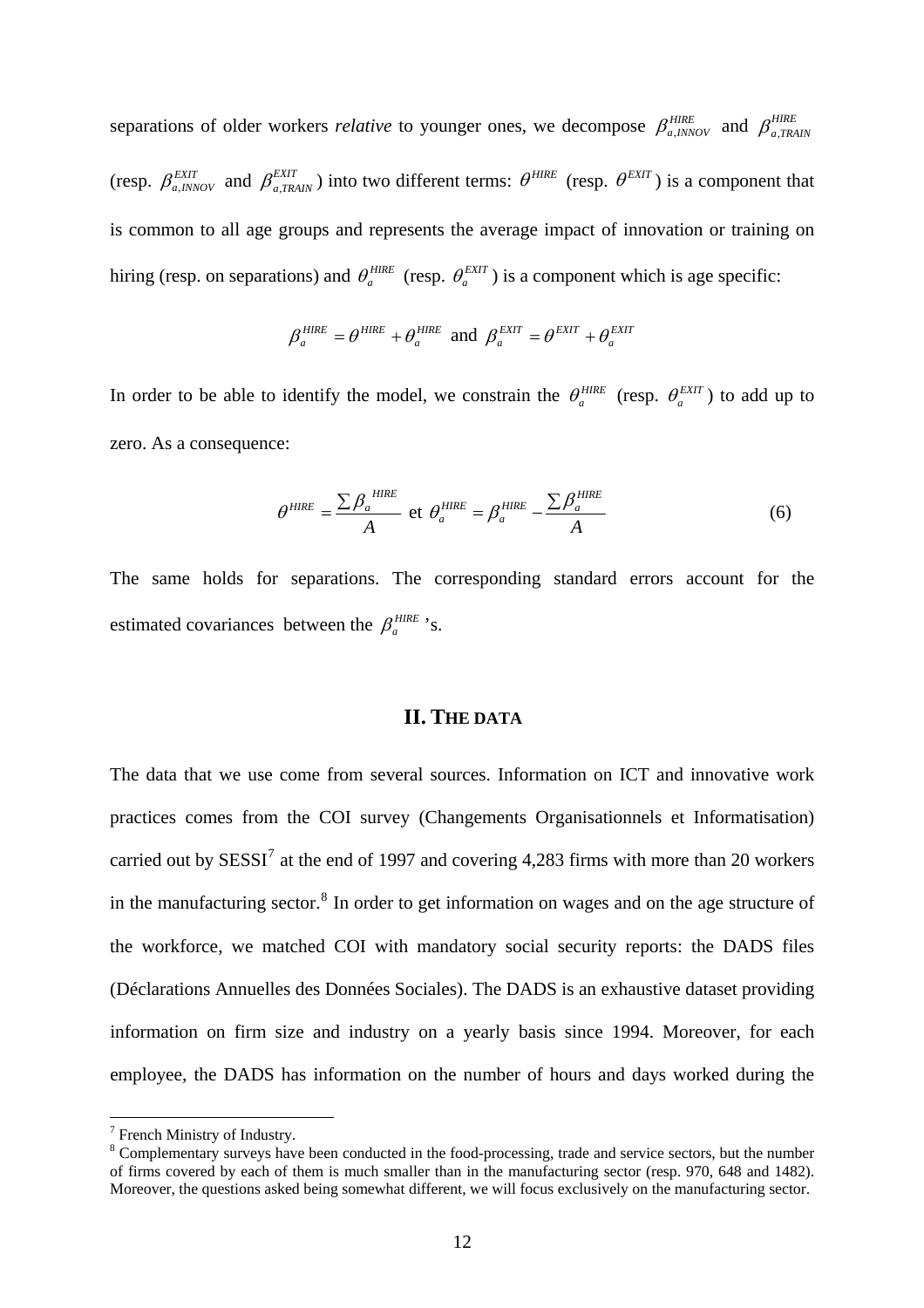separations of older workers *relative* to younger ones, we decompose $\beta_{a,INNOV}^{HIRE}$ and $\beta_{a,TRAIN}^{HIRE}$ (resp. $\beta_{a,INNOV}^{EXIT}$ and $\beta_{a,TRAIN}^{EXIT}$) into two different terms: $\theta^{HIRE}$ (resp. $\theta^{EXIT}$) is a component that is common to all age groups and represents the average impact of innovation or training on hiring (resp. on separations) and $\theta_{a}^{HIRE}$ (resp. $\theta_{a}^{EXIT}$) is a component which is age specific:

$$\beta_{a}^{HIRE} = \theta^{HIRE} + \theta_{a}^{HIRE} \text{ and } \beta_{a}^{EXIT} = \theta^{EXIT} + \theta_{a}^{EXIT}$$

In order to be able to identify the model, we constrain the $\theta_{a}^{HIRE}$ (resp. $\theta_{a}^{EXIT}$) to add up to zero. As a consequence:

$$\theta^{HIRE} = \frac{\sum \beta_{a}^{HIRE}}{A} \text{ et } \theta_{a}^{HIRE} = \beta_{a}^{HIRE} - \frac{\sum \beta_{a}^{HIRE}}{A} \tag{6}$$

The same holds for separations. The corresponding standard errors account for the estimated covariances between the $\beta_{a}^{HIRE}$'s.

## II. The data

The data that we use come from several sources. Information on ICT and innovative work practices comes from the COI survey (Changements Organisationnels et Informatisation) carried out by SESSI[7] at the end of 1997 and covering 4,283 firms with more than 20 workers in the manufacturing sector.[8] In order to get information on wages and on the age structure of the workforce, we matched COI with mandatory social security reports: the DADS files (Déclarations Annuelles des Données Sociales). The DADS is an exhaustive dataset providing information on firm size and industry on a yearly basis since 1994. Moreover, for each employee, the DADS has information on the number of hours and days worked during the

[7] French Ministry of Industry.

[8] Complementary surveys have been conducted in the food-processing, trade and service sectors, but the number of firms covered by each of them is much smaller than in the manufacturing sector (resp. 970, 648 and 1482). Moreover, the questions asked being somewhat different, we will focus exclusively on the manufacturing sector.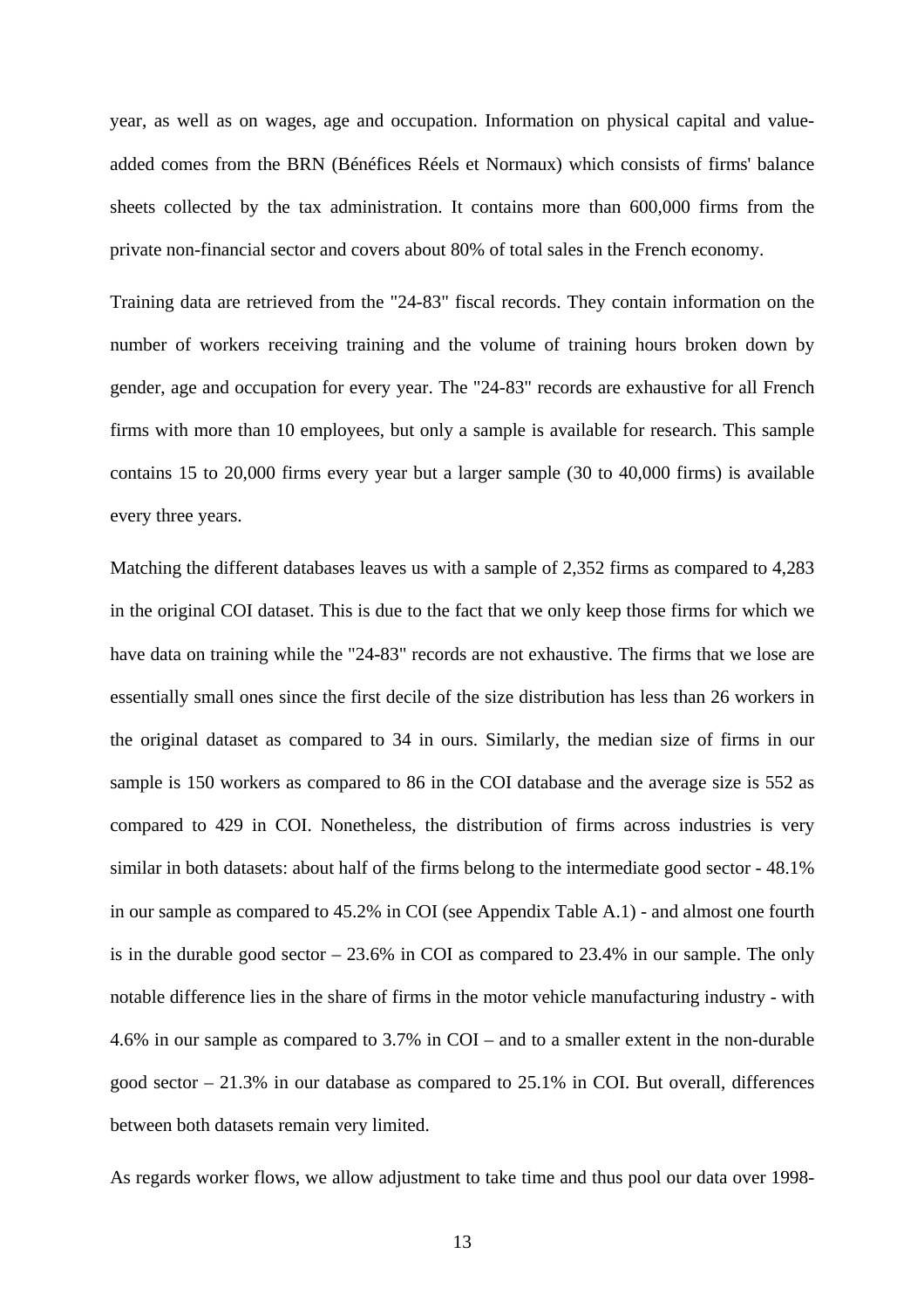year, as well as on wages, age and occupation. Information on physical capital and value-added comes from the BRN (Bénéfices Réels et Normaux) which consists of firms' balance sheets collected by the tax administration. It contains more than 600,000 firms from the private non-financial sector and covers about 80% of total sales in the French economy.

Training data are retrieved from the "24-83" fiscal records. They contain information on the number of workers receiving training and the volume of training hours broken down by gender, age and occupation for every year. The "24-83" records are exhaustive for all French firms with more than 10 employees, but only a sample is available for research. This sample contains 15 to 20,000 firms every year but a larger sample (30 to 40,000 firms) is available every three years.

Matching the different databases leaves us with a sample of 2,352 firms as compared to 4,283 in the original COI dataset. This is due to the fact that we only keep those firms for which we have data on training while the "24-83" records are not exhaustive. The firms that we lose are essentially small ones since the first decile of the size distribution has less than 26 workers in the original dataset as compared to 34 in ours. Similarly, the median size of firms in our sample is 150 workers as compared to 86 in the COI database and the average size is 552 as compared to 429 in COI. Nonetheless, the distribution of firms across industries is very similar in both datasets: about half of the firms belong to the intermediate good sector - 48.1% in our sample as compared to 45.2% in COI (see Appendix Table A.1) - and almost one fourth is in the durable good sector – 23.6% in COI as compared to 23.4% in our sample. The only notable difference lies in the share of firms in the motor vehicle manufacturing industry - with 4.6% in our sample as compared to 3.7% in COI – and to a smaller extent in the non-durable good sector – 21.3% in our database as compared to 25.1% in COI. But overall, differences between both datasets remain very limited.

As regards worker flows, we allow adjustment to take time and thus pool our data over 1998-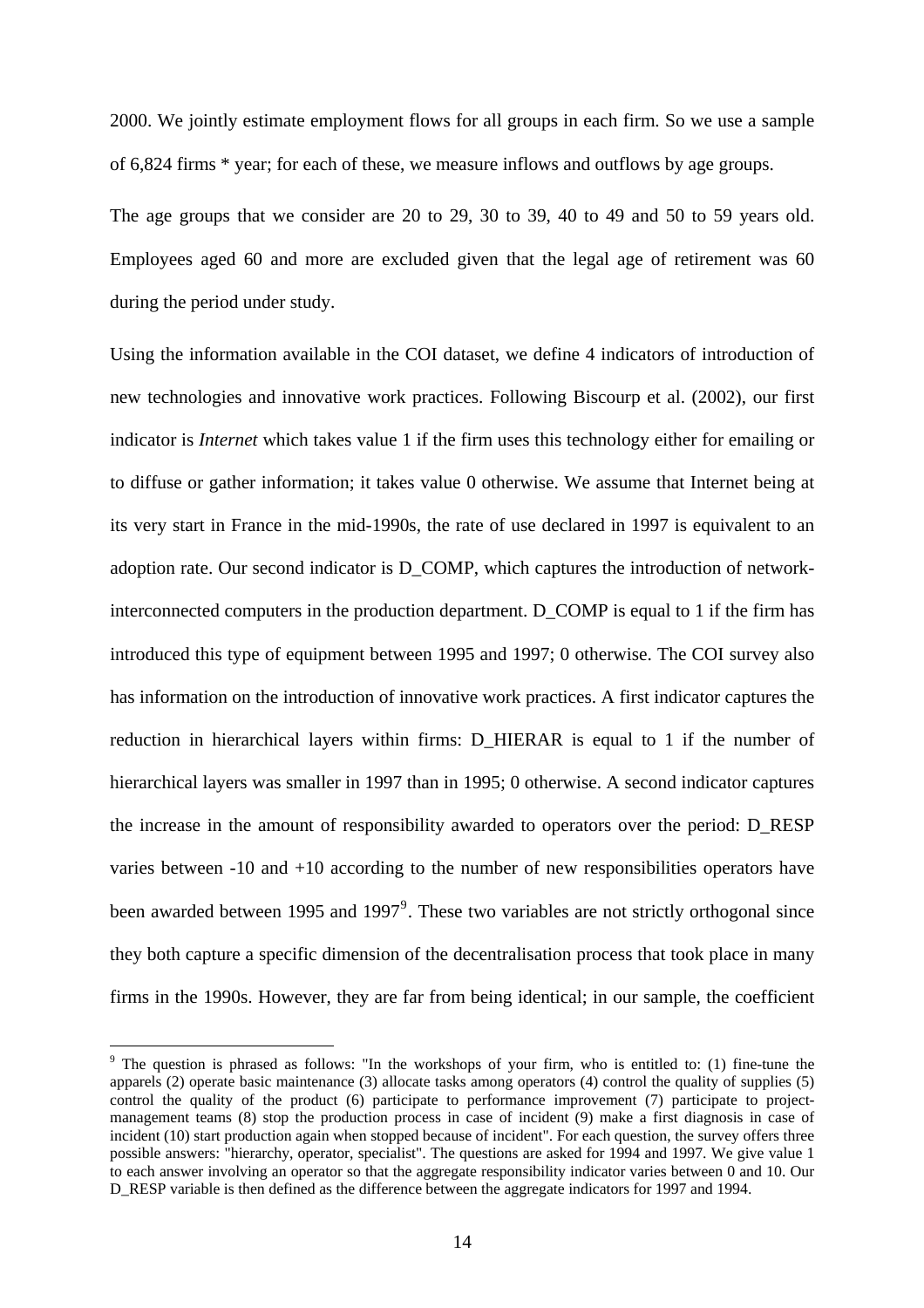2000. We jointly estimate employment flows for all groups in each firm. So we use a sample of 6,824 firms * year; for each of these, we measure inflows and outflows by age groups.

The age groups that we consider are 20 to 29, 30 to 39, 40 to 49 and 50 to 59 years old. Employees aged 60 and more are excluded given that the legal age of retirement was 60 during the period under study.

Using the information available in the COI dataset, we define 4 indicators of introduction of new technologies and innovative work practices. Following Biscourp et al. (2002), our first indicator is *Internet* which takes value 1 if the firm uses this technology either for emailing or to diffuse or gather information; it takes value 0 otherwise. We assume that Internet being at its very start in France in the mid-1990s, the rate of use declared in 1997 is equivalent to an adoption rate. Our second indicator is D_COMP, which captures the introduction of network-interconnected computers in the production department. D_COMP is equal to 1 if the firm has introduced this type of equipment between 1995 and 1997; 0 otherwise. The COI survey also has information on the introduction of innovative work practices. A first indicator captures the reduction in hierarchical layers within firms: D_HIERAR is equal to 1 if the number of hierarchical layers was smaller in 1997 than in 1995; 0 otherwise. A second indicator captures the increase in the amount of responsibility awarded to operators over the period: D_RESP varies between -10 and +10 according to the number of new responsibilities operators have been awarded between 1995 and 1997[9]. These two variables are not strictly orthogonal since they both capture a specific dimension of the decentralisation process that took place in many firms in the 1990s. However, they are far from being identical; in our sample, the coefficient

[9] The question is phrased as follows: "In the workshops of your firm, who is entitled to: (1) fine-tune the apparels (2) operate basic maintenance (3) allocate tasks among operators (4) control the quality of supplies (5) control the quality of the product (6) participate to performance improvement (7) participate to project-management teams (8) stop the production process in case of incident (9) make a first diagnosis in case of incident (10) start production again when stopped because of incident". For each question, the survey offers three possible answers: "hierarchy, operator, specialist". The questions are asked for 1994 and 1997. We give value 1 to each answer involving an operator so that the aggregate responsibility indicator varies between 0 and 10. Our D_RESP variable is then defined as the difference between the aggregate indicators for 1997 and 1994.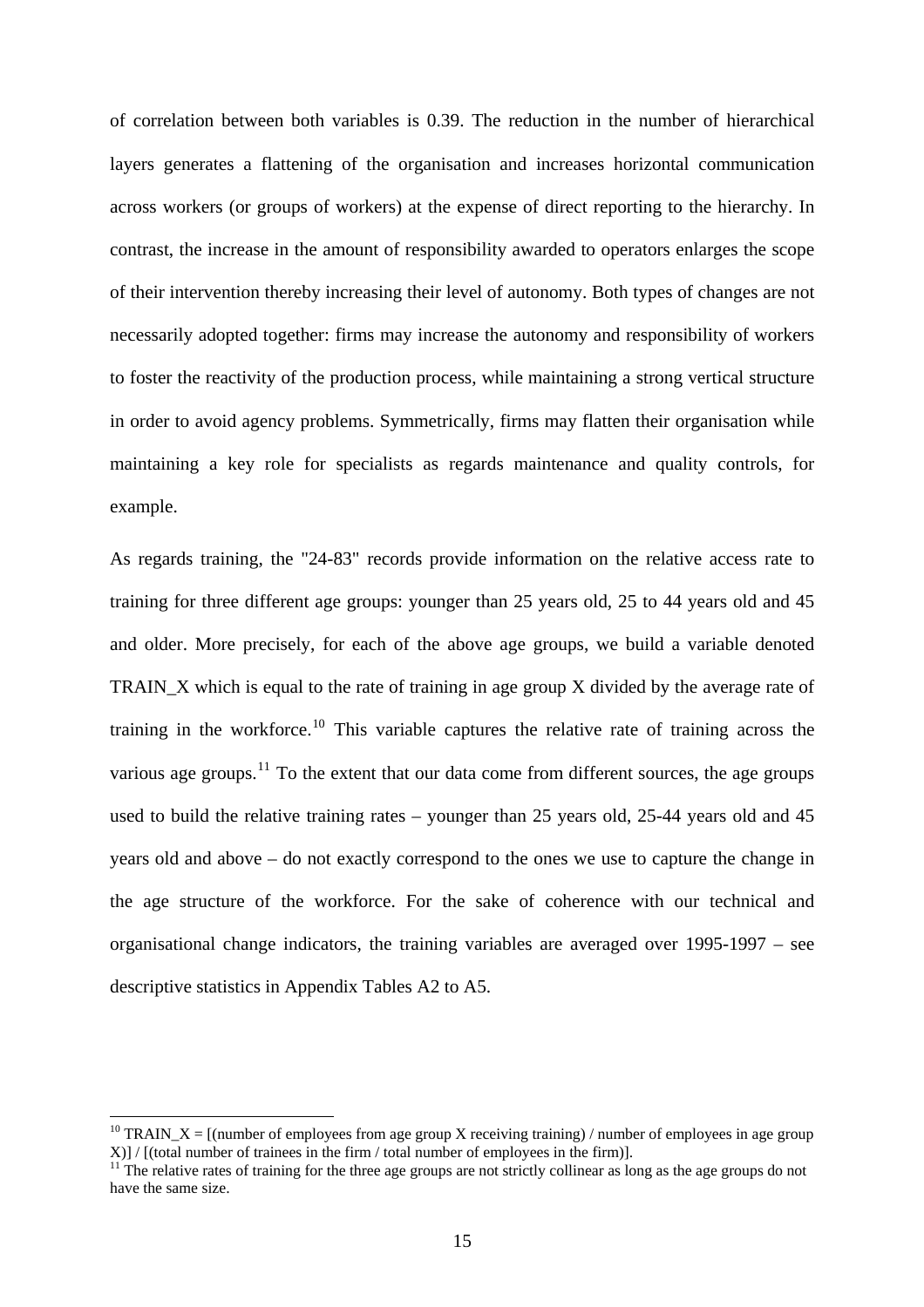of correlation between both variables is 0.39. The reduction in the number of hierarchical layers generates a flattening of the organisation and increases horizontal communication across workers (or groups of workers) at the expense of direct reporting to the hierarchy. In contrast, the increase in the amount of responsibility awarded to operators enlarges the scope of their intervention thereby increasing their level of autonomy. Both types of changes are not necessarily adopted together: firms may increase the autonomy and responsibility of workers to foster the reactivity of the production process, while maintaining a strong vertical structure in order to avoid agency problems. Symmetrically, firms may flatten their organisation while maintaining a key role for specialists as regards maintenance and quality controls, for example.

As regards training, the "24-83" records provide information on the relative access rate to training for three different age groups: younger than 25 years old, 25 to 44 years old and 45 and older. More precisely, for each of the above age groups, we build a variable denoted TRAIN_X which is equal to the rate of training in age group X divided by the average rate of training in the workforce.[10] This variable captures the relative rate of training across the various age groups.[11] To the extent that our data come from different sources, the age groups used to build the relative training rates – younger than 25 years old, 25-44 years old and 45 years old and above – do not exactly correspond to the ones we use to capture the change in the age structure of the workforce. For the sake of coherence with our technical and organisational change indicators, the training variables are averaged over 1995-1997 – see descriptive statistics in Appendix Tables A2 to A5.

---

[10] TRAIN_X = [(number of employees from age group X receiving training) / number of employees in age group X)] / [(total number of trainees in the firm / total number of employees in the firm)].

[11] The relative rates of training for the three age groups are not strictly collinear as long as the age groups do not have the same size.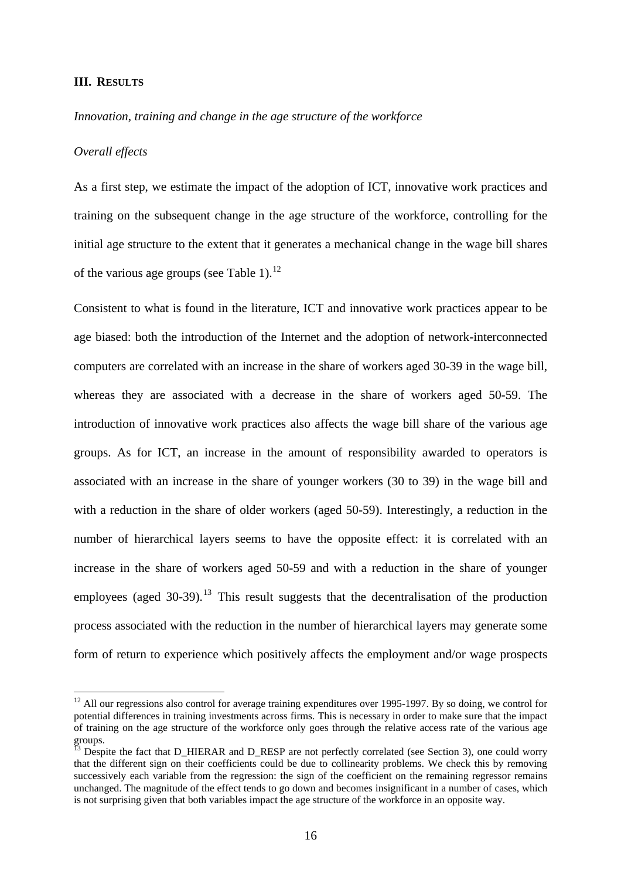## III. RESULTS

*Innovation, training and change in the age structure of the workforce*

*Overall effects*

As a first step, we estimate the impact of the adoption of ICT, innovative work practices and training on the subsequent change in the age structure of the workforce, controlling for the initial age structure to the extent that it generates a mechanical change in the wage bill shares of the various age groups (see Table 1).[12]

Consistent to what is found in the literature, ICT and innovative work practices appear to be age biased: both the introduction of the Internet and the adoption of network-interconnected computers are correlated with an increase in the share of workers aged 30-39 in the wage bill, whereas they are associated with a decrease in the share of workers aged 50-59. The introduction of innovative work practices also affects the wage bill share of the various age groups. As for ICT, an increase in the amount of responsibility awarded to operators is associated with an increase in the share of younger workers (30 to 39) in the wage bill and with a reduction in the share of older workers (aged 50-59). Interestingly, a reduction in the number of hierarchical layers seems to have the opposite effect: it is correlated with an increase in the share of workers aged 50-59 and with a reduction in the share of younger employees (aged 30-39).[13] This result suggests that the decentralisation of the production process associated with the reduction in the number of hierarchical layers may generate some form of return to experience which positively affects the employment and/or wage prospects

[12] All our regressions also control for average training expenditures over 1995-1997. By so doing, we control for potential differences in training investments across firms. This is necessary in order to make sure that the impact of training on the age structure of the workforce only goes through the relative access rate of the various age groups.

[13] Despite the fact that D_HIERAR and D_RESP are not perfectly correlated (see Section 3), one could worry that the different sign on their coefficients could be due to collinearity problems. We check this by removing successively each variable from the regression: the sign of the coefficient on the remaining regressor remains unchanged. The magnitude of the effect tends to go down and becomes insignificant in a number of cases, which is not surprising given that both variables impact the age structure of the workforce in an opposite way.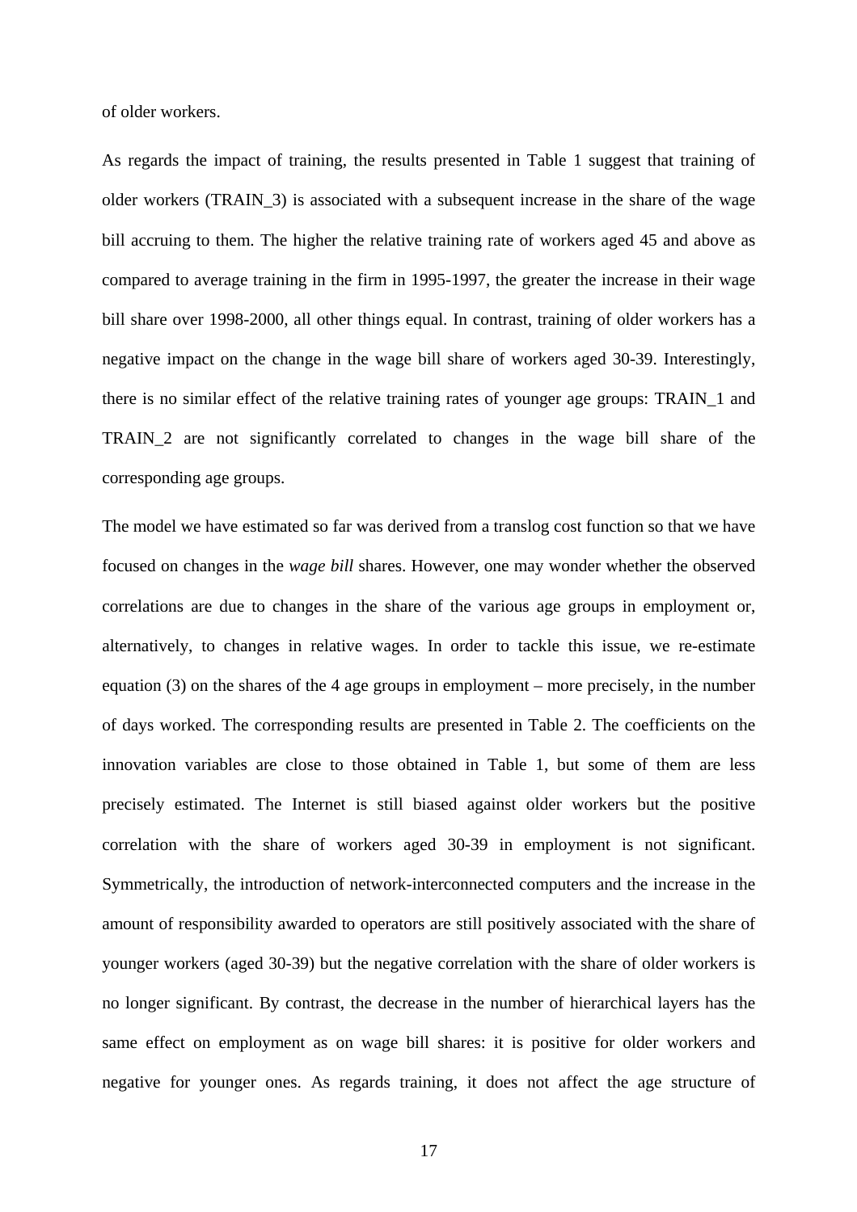of older workers.

As regards the impact of training, the results presented in Table 1 suggest that training of older workers (TRAIN_3) is associated with a subsequent increase in the share of the wage bill accruing to them. The higher the relative training rate of workers aged 45 and above as compared to average training in the firm in 1995-1997, the greater the increase in their wage bill share over 1998-2000, all other things equal. In contrast, training of older workers has a negative impact on the change in the wage bill share of workers aged 30-39. Interestingly, there is no similar effect of the relative training rates of younger age groups: TRAIN_1 and TRAIN_2 are not significantly correlated to changes in the wage bill share of the corresponding age groups.

The model we have estimated so far was derived from a translog cost function so that we have focused on changes in the *wage bill* shares. However, one may wonder whether the observed correlations are due to changes in the share of the various age groups in employment or, alternatively, to changes in relative wages. In order to tackle this issue, we re-estimate equation (3) on the shares of the 4 age groups in employment – more precisely, in the number of days worked. The corresponding results are presented in Table 2. The coefficients on the innovation variables are close to those obtained in Table 1, but some of them are less precisely estimated. The Internet is still biased against older workers but the positive correlation with the share of workers aged 30-39 in employment is not significant. Symmetrically, the introduction of network-interconnected computers and the increase in the amount of responsibility awarded to operators are still positively associated with the share of younger workers (aged 30-39) but the negative correlation with the share of older workers is no longer significant. By contrast, the decrease in the number of hierarchical layers has the same effect on employment as on wage bill shares: it is positive for older workers and negative for younger ones. As regards training, it does not affect the age structure of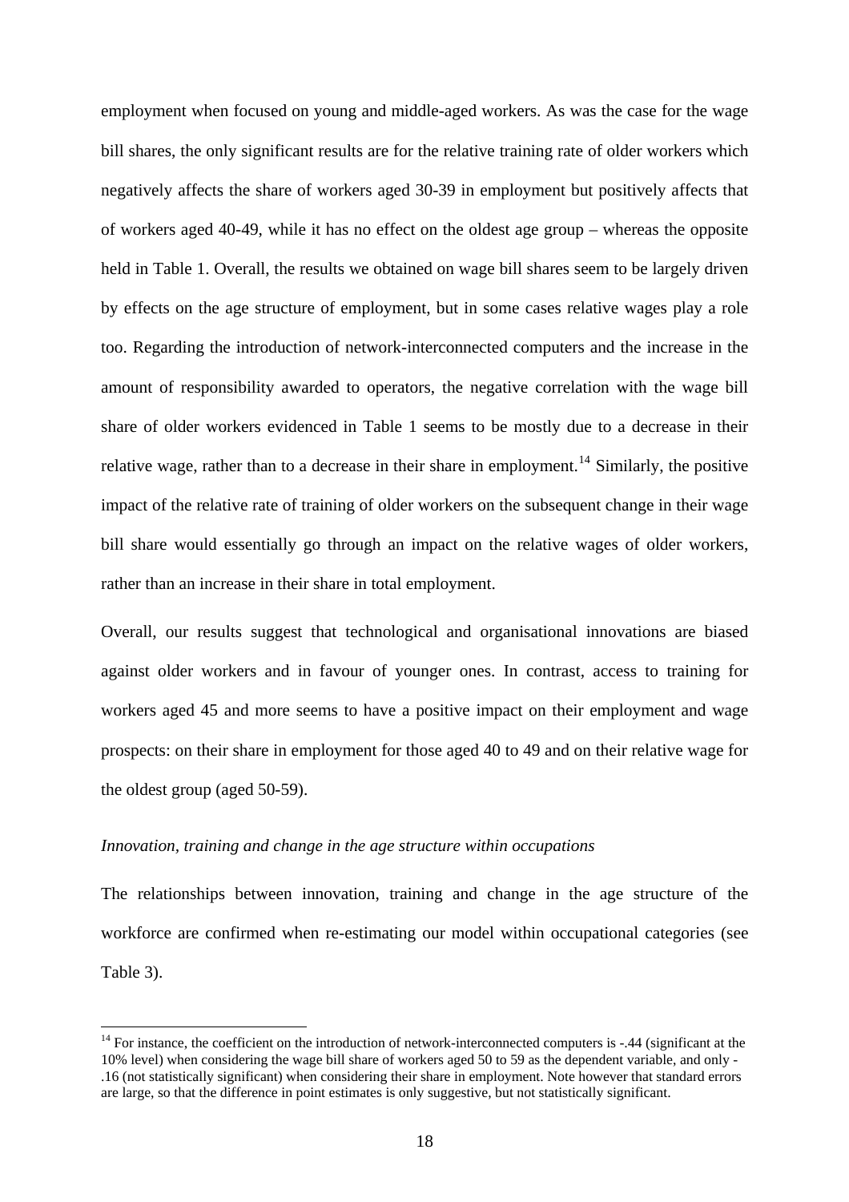employment when focused on young and middle-aged workers. As was the case for the wage bill shares, the only significant results are for the relative training rate of older workers which negatively affects the share of workers aged 30-39 in employment but positively affects that of workers aged 40-49, while it has no effect on the oldest age group – whereas the opposite held in Table 1. Overall, the results we obtained on wage bill shares seem to be largely driven by effects on the age structure of employment, but in some cases relative wages play a role too. Regarding the introduction of network-interconnected computers and the increase in the amount of responsibility awarded to operators, the negative correlation with the wage bill share of older workers evidenced in Table 1 seems to be mostly due to a decrease in their relative wage, rather than to a decrease in their share in employment.[14] Similarly, the positive impact of the relative rate of training of older workers on the subsequent change in their wage bill share would essentially go through an impact on the relative wages of older workers, rather than an increase in their share in total employment.

Overall, our results suggest that technological and organisational innovations are biased against older workers and in favour of younger ones. In contrast, access to training for workers aged 45 and more seems to have a positive impact on their employment and wage prospects: on their share in employment for those aged 40 to 49 and on their relative wage for the oldest group (aged 50-59).

*Innovation, training and change in the age structure within occupations*

The relationships between innovation, training and change in the age structure of the workforce are confirmed when re-estimating our model within occupational categories (see Table 3).

[14] For instance, the coefficient on the introduction of network-interconnected computers is -.44 (significant at the 10% level) when considering the wage bill share of workers aged 50 to 59 as the dependent variable, and only -.16 (not statistically significant) when considering their share in employment. Note however that standard errors are large, so that the difference in point estimates is only suggestive, but not statistically significant.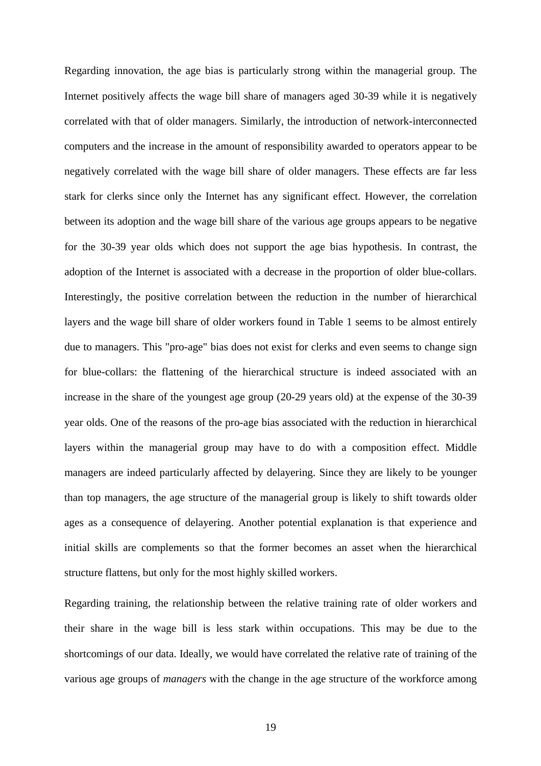Regarding innovation, the age bias is particularly strong within the managerial group. The Internet positively affects the wage bill share of managers aged 30-39 while it is negatively correlated with that of older managers. Similarly, the introduction of network-interconnected computers and the increase in the amount of responsibility awarded to operators appear to be negatively correlated with the wage bill share of older managers. These effects are far less stark for clerks since only the Internet has any significant effect. However, the correlation between its adoption and the wage bill share of the various age groups appears to be negative for the 30-39 year olds which does not support the age bias hypothesis. In contrast, the adoption of the Internet is associated with a decrease in the proportion of older blue-collars. Interestingly, the positive correlation between the reduction in the number of hierarchical layers and the wage bill share of older workers found in Table 1 seems to be almost entirely due to managers. This "pro-age" bias does not exist for clerks and even seems to change sign for blue-collars: the flattening of the hierarchical structure is indeed associated with an increase in the share of the youngest age group (20-29 years old) at the expense of the 30-39 year olds. One of the reasons of the pro-age bias associated with the reduction in hierarchical layers within the managerial group may have to do with a composition effect. Middle managers are indeed particularly affected by delayering. Since they are likely to be younger than top managers, the age structure of the managerial group is likely to shift towards older ages as a consequence of delayering. Another potential explanation is that experience and initial skills are complements so that the former becomes an asset when the hierarchical structure flattens, but only for the most highly skilled workers.

Regarding training, the relationship between the relative training rate of older workers and their share in the wage bill is less stark within occupations. This may be due to the shortcomings of our data. Ideally, we would have correlated the relative rate of training of the various age groups of *managers* with the change in the age structure of the workforce among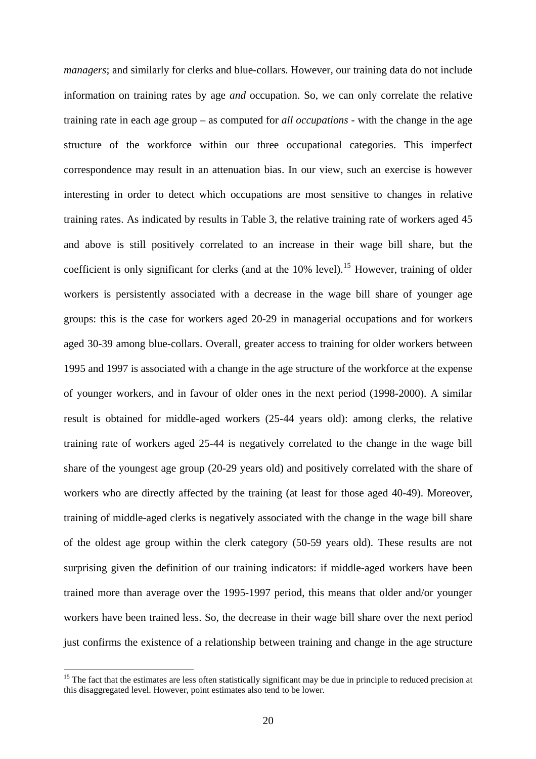*managers*; and similarly for clerks and blue-collars. However, our training data do not include information on training rates by age *and* occupation. So, we can only correlate the relative training rate in each age group – as computed for *all occupations* - with the change in the age structure of the workforce within our three occupational categories. This imperfect correspondence may result in an attenuation bias. In our view, such an exercise is however interesting in order to detect which occupations are most sensitive to changes in relative training rates. As indicated by results in Table 3, the relative training rate of workers aged 45 and above is still positively correlated to an increase in their wage bill share, but the coefficient is only significant for clerks (and at the 10% level).[15] However, training of older workers is persistently associated with a decrease in the wage bill share of younger age groups: this is the case for workers aged 20-29 in managerial occupations and for workers aged 30-39 among blue-collars. Overall, greater access to training for older workers between 1995 and 1997 is associated with a change in the age structure of the workforce at the expense of younger workers, and in favour of older ones in the next period (1998-2000). A similar result is obtained for middle-aged workers (25-44 years old): among clerks, the relative training rate of workers aged 25-44 is negatively correlated to the change in the wage bill share of the youngest age group (20-29 years old) and positively correlated with the share of workers who are directly affected by the training (at least for those aged 40-49). Moreover, training of middle-aged clerks is negatively associated with the change in the wage bill share of the oldest age group within the clerk category (50-59 years old). These results are not surprising given the definition of our training indicators: if middle-aged workers have been trained more than average over the 1995-1997 period, this means that older and/or younger workers have been trained less. So, the decrease in their wage bill share over the next period just confirms the existence of a relationship between training and change in the age structure

[15] The fact that the estimates are less often statistically significant may be due in principle to reduced precision at this disaggregated level. However, point estimates also tend to be lower.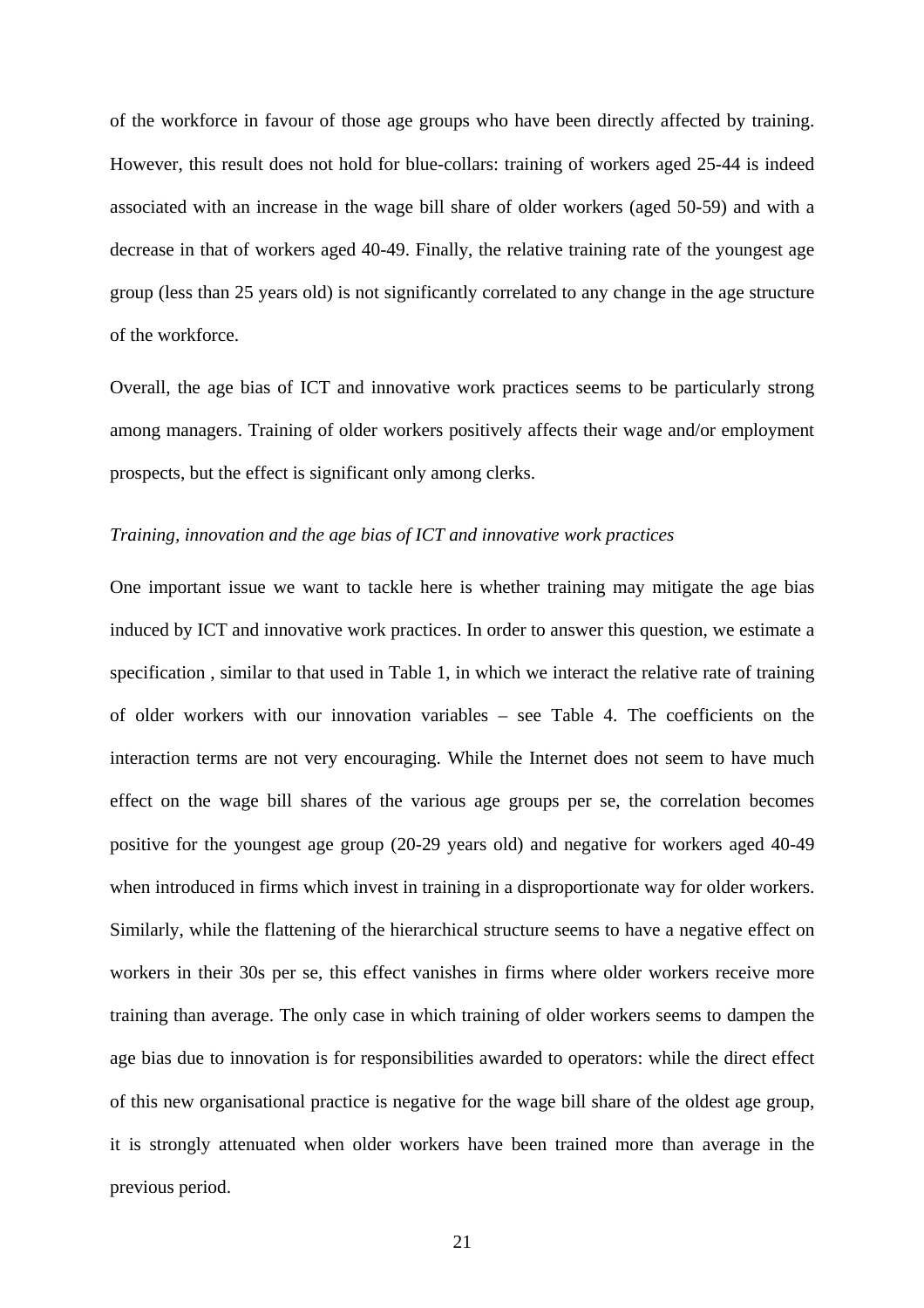of the workforce in favour of those age groups who have been directly affected by training. However, this result does not hold for blue-collars: training of workers aged 25-44 is indeed associated with an increase in the wage bill share of older workers (aged 50-59) and with a decrease in that of workers aged 40-49. Finally, the relative training rate of the youngest age group (less than 25 years old) is not significantly correlated to any change in the age structure of the workforce.

Overall, the age bias of ICT and innovative work practices seems to be particularly strong among managers. Training of older workers positively affects their wage and/or employment prospects, but the effect is significant only among clerks.

*Training, innovation and the age bias of ICT and innovative work practices*

One important issue we want to tackle here is whether training may mitigate the age bias induced by ICT and innovative work practices. In order to answer this question, we estimate a specification , similar to that used in Table 1, in which we interact the relative rate of training of older workers with our innovation variables – see Table 4. The coefficients on the interaction terms are not very encouraging. While the Internet does not seem to have much effect on the wage bill shares of the various age groups per se, the correlation becomes positive for the youngest age group (20-29 years old) and negative for workers aged 40-49 when introduced in firms which invest in training in a disproportionate way for older workers. Similarly, while the flattening of the hierarchical structure seems to have a negative effect on workers in their 30s per se, this effect vanishes in firms where older workers receive more training than average. The only case in which training of older workers seems to dampen the age bias due to innovation is for responsibilities awarded to operators: while the direct effect of this new organisational practice is negative for the wage bill share of the oldest age group, it is strongly attenuated when older workers have been trained more than average in the previous period.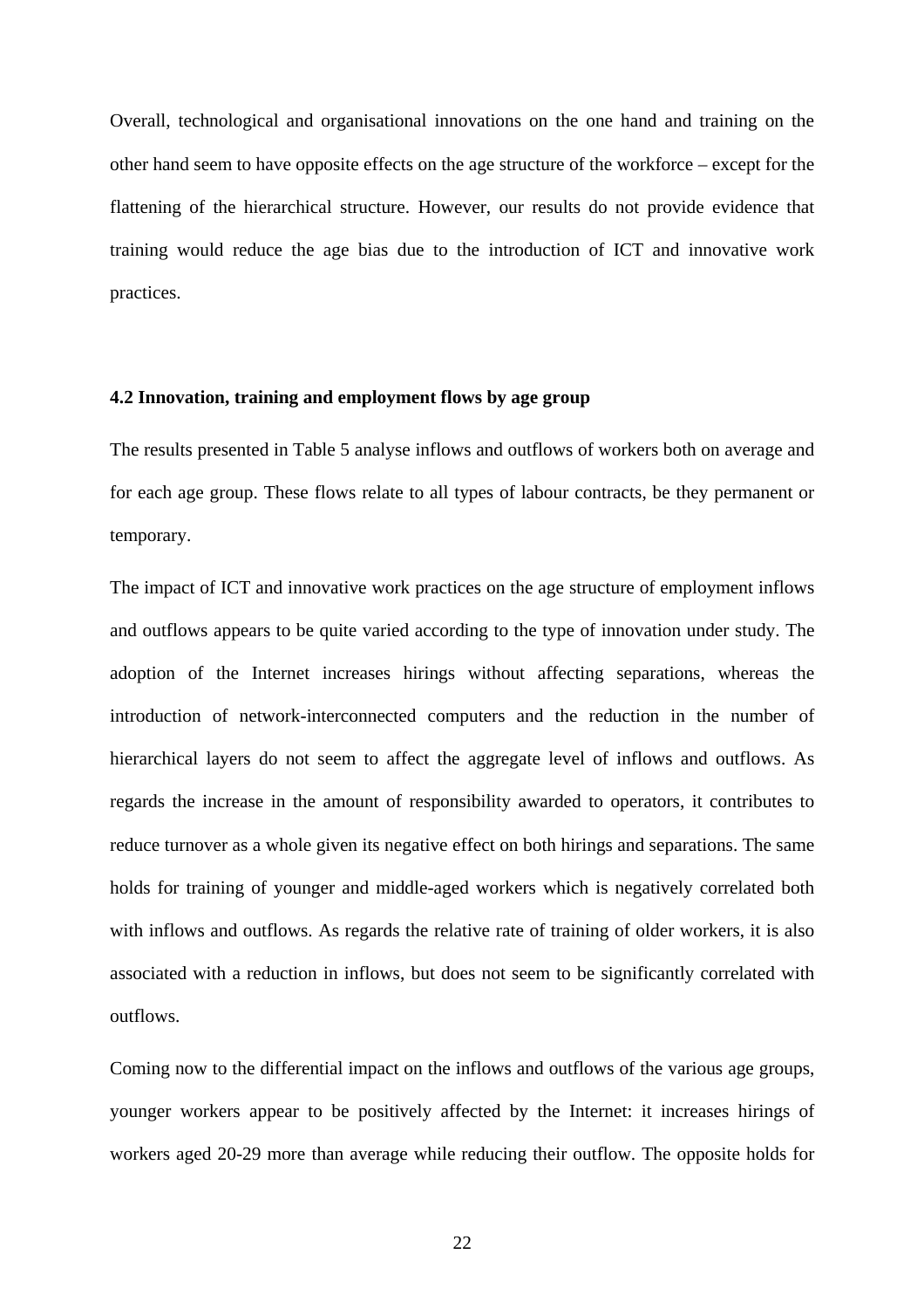Overall, technological and organisational innovations on the one hand and training on the other hand seem to have opposite effects on the age structure of the workforce – except for the flattening of the hierarchical structure. However, our results do not provide evidence that training would reduce the age bias due to the introduction of ICT and innovative work practices.

### 4.2 Innovation, training and employment flows by age group

The results presented in Table 5 analyse inflows and outflows of workers both on average and for each age group. These flows relate to all types of labour contracts, be they permanent or temporary.

The impact of ICT and innovative work practices on the age structure of employment inflows and outflows appears to be quite varied according to the type of innovation under study. The adoption of the Internet increases hirings without affecting separations, whereas the introduction of network-interconnected computers and the reduction in the number of hierarchical layers do not seem to affect the aggregate level of inflows and outflows. As regards the increase in the amount of responsibility awarded to operators, it contributes to reduce turnover as a whole given its negative effect on both hirings and separations. The same holds for training of younger and middle-aged workers which is negatively correlated both with inflows and outflows. As regards the relative rate of training of older workers, it is also associated with a reduction in inflows, but does not seem to be significantly correlated with outflows.

Coming now to the differential impact on the inflows and outflows of the various age groups, younger workers appear to be positively affected by the Internet: it increases hirings of workers aged 20-29 more than average while reducing their outflow. The opposite holds for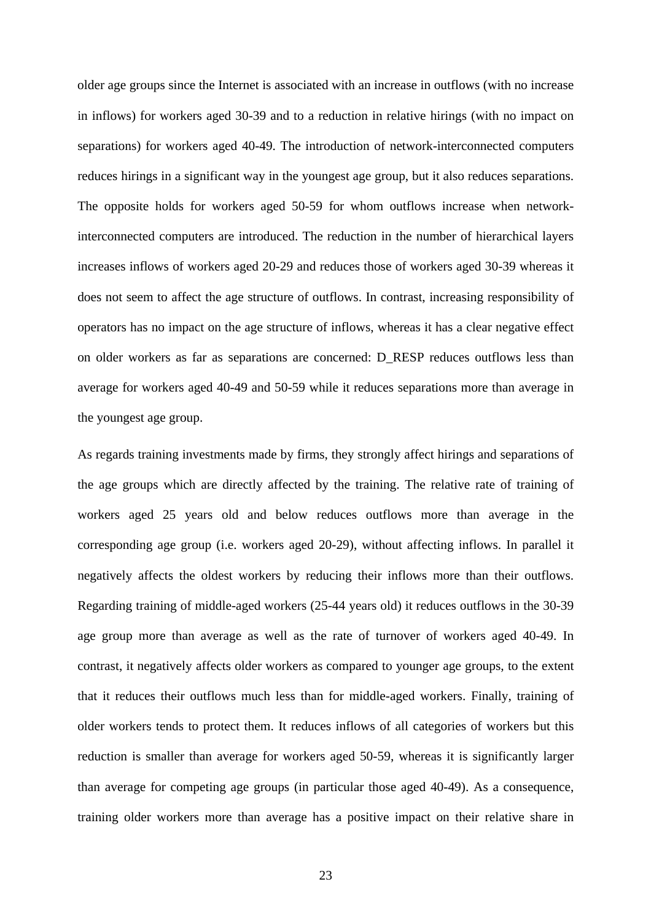older age groups since the Internet is associated with an increase in outflows (with no increase in inflows) for workers aged 30-39 and to a reduction in relative hirings (with no impact on separations) for workers aged 40-49. The introduction of network-interconnected computers reduces hirings in a significant way in the youngest age group, but it also reduces separations. The opposite holds for workers aged 50-59 for whom outflows increase when network-interconnected computers are introduced. The reduction in the number of hierarchical layers increases inflows of workers aged 20-29 and reduces those of workers aged 30-39 whereas it does not seem to affect the age structure of outflows. In contrast, increasing responsibility of operators has no impact on the age structure of inflows, whereas it has a clear negative effect on older workers as far as separations are concerned: D_RESP reduces outflows less than average for workers aged 40-49 and 50-59 while it reduces separations more than average in the youngest age group.

As regards training investments made by firms, they strongly affect hirings and separations of the age groups which are directly affected by the training. The relative rate of training of workers aged 25 years old and below reduces outflows more than average in the corresponding age group (i.e. workers aged 20-29), without affecting inflows. In parallel it negatively affects the oldest workers by reducing their inflows more than their outflows. Regarding training of middle-aged workers (25-44 years old) it reduces outflows in the 30-39 age group more than average as well as the rate of turnover of workers aged 40-49. In contrast, it negatively affects older workers as compared to younger age groups, to the extent that it reduces their outflows much less than for middle-aged workers. Finally, training of older workers tends to protect them. It reduces inflows of all categories of workers but this reduction is smaller than average for workers aged 50-59, whereas it is significantly larger than average for competing age groups (in particular those aged 40-49). As a consequence, training older workers more than average has a positive impact on their relative share in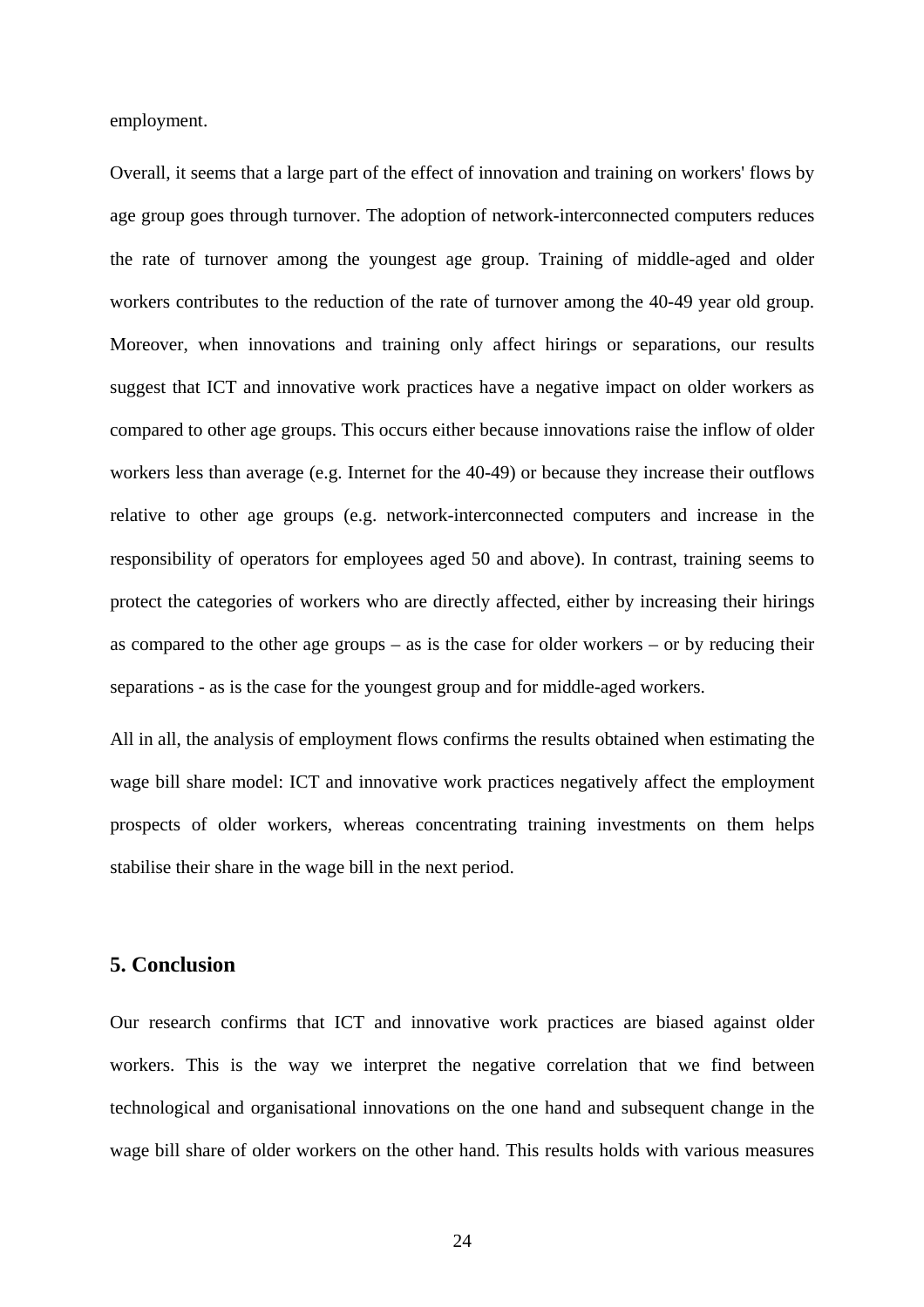employment.

Overall, it seems that a large part of the effect of innovation and training on workers' flows by age group goes through turnover. The adoption of network-interconnected computers reduces the rate of turnover among the youngest age group. Training of middle-aged and older workers contributes to the reduction of the rate of turnover among the 40-49 year old group. Moreover, when innovations and training only affect hirings or separations, our results suggest that ICT and innovative work practices have a negative impact on older workers as compared to other age groups. This occurs either because innovations raise the inflow of older workers less than average (e.g. Internet for the 40-49) or because they increase their outflows relative to other age groups (e.g. network-interconnected computers and increase in the responsibility of operators for employees aged 50 and above). In contrast, training seems to protect the categories of workers who are directly affected, either by increasing their hirings as compared to the other age groups – as is the case for older workers – or by reducing their separations - as is the case for the youngest group and for middle-aged workers.

All in all, the analysis of employment flows confirms the results obtained when estimating the wage bill share model: ICT and innovative work practices negatively affect the employment prospects of older workers, whereas concentrating training investments on them helps stabilise their share in the wage bill in the next period.

## 5. Conclusion

Our research confirms that ICT and innovative work practices are biased against older workers. This is the way we interpret the negative correlation that we find between technological and organisational innovations on the one hand and subsequent change in the wage bill share of older workers on the other hand. This results holds with various measures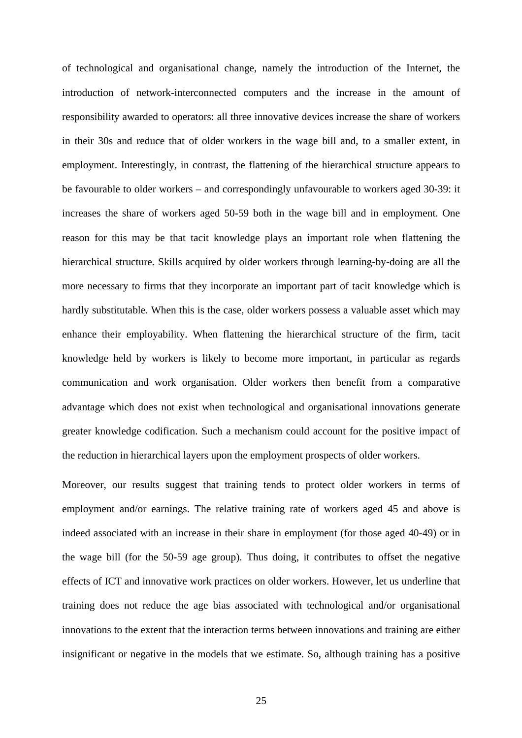of technological and organisational change, namely the introduction of the Internet, the introduction of network-interconnected computers and the increase in the amount of responsibility awarded to operators: all three innovative devices increase the share of workers in their 30s and reduce that of older workers in the wage bill and, to a smaller extent, in employment. Interestingly, in contrast, the flattening of the hierarchical structure appears to be favourable to older workers – and correspondingly unfavourable to workers aged 30-39: it increases the share of workers aged 50-59 both in the wage bill and in employment. One reason for this may be that tacit knowledge plays an important role when flattening the hierarchical structure. Skills acquired by older workers through learning-by-doing are all the more necessary to firms that they incorporate an important part of tacit knowledge which is hardly substitutable. When this is the case, older workers possess a valuable asset which may enhance their employability. When flattening the hierarchical structure of the firm, tacit knowledge held by workers is likely to become more important, in particular as regards communication and work organisation. Older workers then benefit from a comparative advantage which does not exist when technological and organisational innovations generate greater knowledge codification. Such a mechanism could account for the positive impact of the reduction in hierarchical layers upon the employment prospects of older workers.

Moreover, our results suggest that training tends to protect older workers in terms of employment and/or earnings. The relative training rate of workers aged 45 and above is indeed associated with an increase in their share in employment (for those aged 40-49) or in the wage bill (for the 50-59 age group). Thus doing, it contributes to offset the negative effects of ICT and innovative work practices on older workers. However, let us underline that training does not reduce the age bias associated with technological and/or organisational innovations to the extent that the interaction terms between innovations and training are either insignificant or negative in the models that we estimate. So, although training has a positive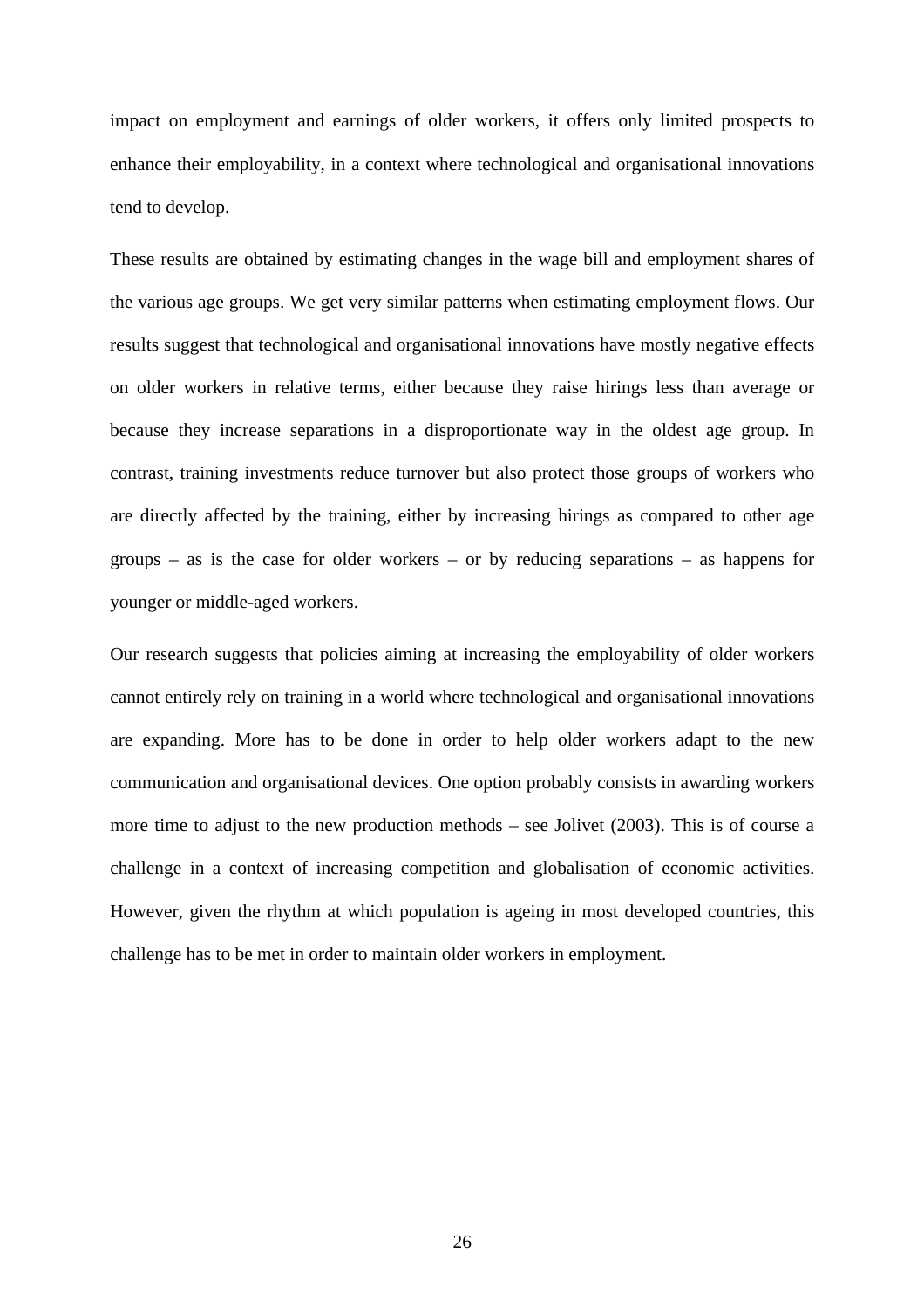impact on employment and earnings of older workers, it offers only limited prospects to enhance their employability, in a context where technological and organisational innovations tend to develop.

These results are obtained by estimating changes in the wage bill and employment shares of the various age groups. We get very similar patterns when estimating employment flows. Our results suggest that technological and organisational innovations have mostly negative effects on older workers in relative terms, either because they raise hirings less than average or because they increase separations in a disproportionate way in the oldest age group. In contrast, training investments reduce turnover but also protect those groups of workers who are directly affected by the training, either by increasing hirings as compared to other age groups – as is the case for older workers – or by reducing separations – as happens for younger or middle-aged workers.

Our research suggests that policies aiming at increasing the employability of older workers cannot entirely rely on training in a world where technological and organisational innovations are expanding. More has to be done in order to help older workers adapt to the new communication and organisational devices. One option probably consists in awarding workers more time to adjust to the new production methods – see Jolivet (2003). This is of course a challenge in a context of increasing competition and globalisation of economic activities. However, given the rhythm at which population is ageing in most developed countries, this challenge has to be met in order to maintain older workers in employment.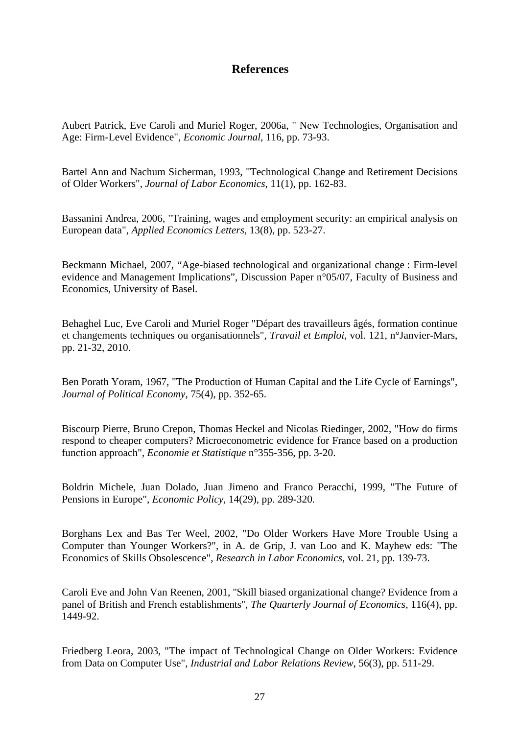# References

Aubert Patrick, Eve Caroli and Muriel Roger, 2006a, " New Technologies, Organisation and Age: Firm-Level Evidence", *Economic Journal*, 116, pp. 73-93.

Bartel Ann and Nachum Sicherman, 1993, "Technological Change and Retirement Decisions of Older Workers", *Journal of Labor Economics*, 11(1), pp. 162-83.

Bassanini Andrea, 2006, "Training, wages and employment security: an empirical analysis on European data", *Applied Economics Letters*, 13(8), pp. 523-27.

Beckmann Michael, 2007, “Age-biased technological and organizational change : Firm-level evidence and Management Implications”, Discussion Paper n°05/07, Faculty of Business and Economics, University of Basel.

Behaghel Luc, Eve Caroli and Muriel Roger "Départ des travailleurs âgés, formation continue et changements techniques ou organisationnels", *Travail et Emploi*, vol. 121, n°Janvier-Mars, pp. 21-32, 2010.

Ben Porath Yoram, 1967, "The Production of Human Capital and the Life Cycle of Earnings", *Journal of Political Economy*, 75(4), pp. 352-65.

Biscourp Pierre, Bruno Crepon, Thomas Heckel and Nicolas Riedinger, 2002, "How do firms respond to cheaper computers? Microeconometric evidence for France based on a production function approach", *Economie et Statistique* n°355-356, pp. 3-20.

Boldrin Michele, Juan Dolado, Juan Jimeno and Franco Peracchi, 1999, "The Future of Pensions in Europe", *Economic Policy*, 14(29), pp. 289-320.

Borghans Lex and Bas Ter Weel, 2002, "Do Older Workers Have More Trouble Using a Computer than Younger Workers?", in A. de Grip, J. van Loo and K. Mayhew eds: "The Economics of Skills Obsolescence", *Research in Labor Economics*, vol. 21, pp. 139-73.

Caroli Eve and John Van Reenen, 2001, "Skill biased organizational change? Evidence from a panel of British and French establishments", *The Quarterly Journal of Economics*, 116(4), pp. 1449-92.

Friedberg Leora, 2003, "The impact of Technological Change on Older Workers: Evidence from Data on Computer Use", *Industrial and Labor Relations Review*, 56(3), pp. 511-29.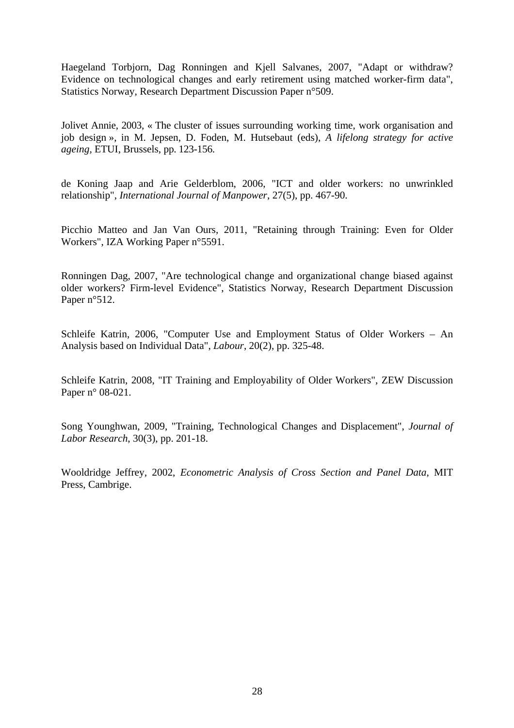Haegeland Torbjorn, Dag Ronningen and Kjell Salvanes, 2007, "Adapt or withdraw? Evidence on technological changes and early retirement using matched worker-firm data", Statistics Norway, Research Department Discussion Paper n°509.

Jolivet Annie, 2003, « The cluster of issues surrounding working time, work organisation and job design », in M. Jepsen, D. Foden, M. Hutsebaut (eds), *A lifelong strategy for active ageing*, ETUI, Brussels, pp. 123-156.

de Koning Jaap and Arie Gelderblom, 2006, "ICT and older workers: no unwrinkled relationship", *International Journal of Manpower*, 27(5), pp. 467-90.

Picchio Matteo and Jan Van Ours, 2011, "Retaining through Training: Even for Older Workers", IZA Working Paper n°5591.

Ronningen Dag, 2007, "Are technological change and organizational change biased against older workers? Firm-level Evidence", Statistics Norway, Research Department Discussion Paper n°512.

Schleife Katrin, 2006, "Computer Use and Employment Status of Older Workers – An Analysis based on Individual Data", *Labour*, 20(2), pp. 325-48.

Schleife Katrin, 2008, "IT Training and Employability of Older Workers", ZEW Discussion Paper n° 08-021.

Song Younghwan, 2009, "Training, Technological Changes and Displacement", *Journal of Labor Research*, 30(3), pp. 201-18.

Wooldridge Jeffrey, 2002, *Econometric Analysis of Cross Section and Panel Data*, MIT Press, Cambrige.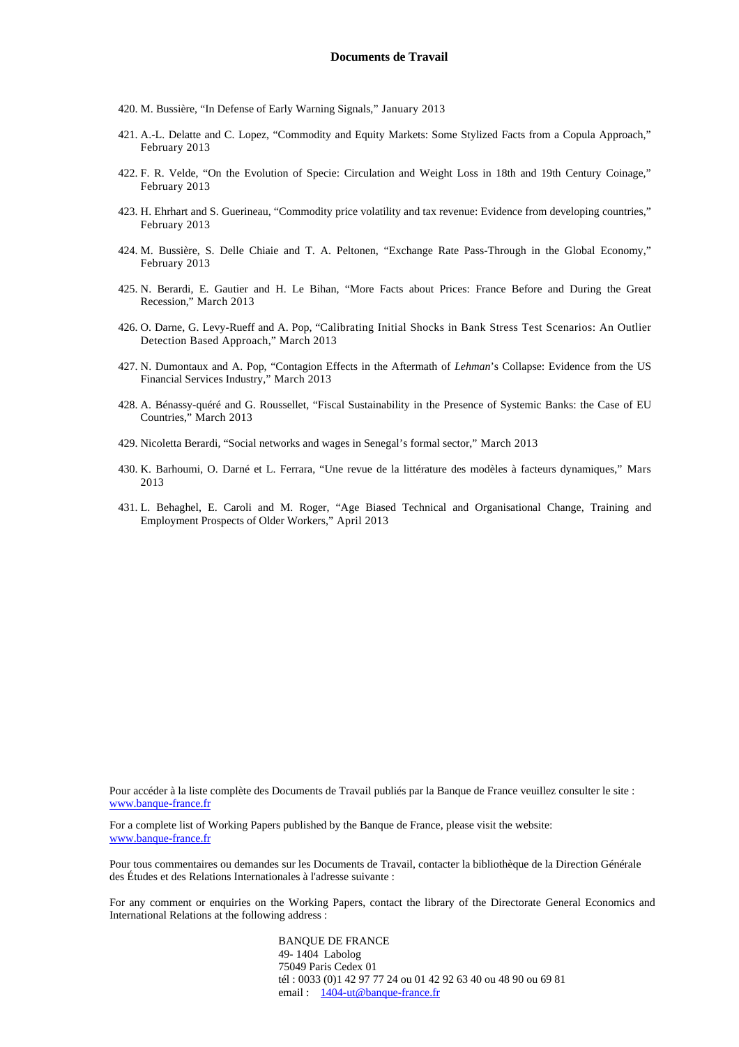## Documents de Travail

420. M. Bussière, "In Defense of Early Warning Signals," January 2013

421. A.-L. Delatte and C. Lopez, "Commodity and Equity Markets: Some Stylized Facts from a Copula Approach," February 2013

422. F. R. Velde, "On the Evolution of Specie: Circulation and Weight Loss in 18th and 19th Century Coinage," February 2013

423. H. Ehrhart and S. Guerineau, "Commodity price volatility and tax revenue: Evidence from developing countries," February 2013

424. M. Bussière, S. Delle Chiaie and T. A. Peltonen, "Exchange Rate Pass-Through in the Global Economy," February 2013

425. N. Berardi, E. Gautier and H. Le Bihan, "More Facts about Prices: France Before and During the Great Recession," March 2013

426. O. Darne, G. Levy-Rueff and A. Pop, "Calibrating Initial Shocks in Bank Stress Test Scenarios: An Outlier Detection Based Approach," March 2013

427. N. Dumontaux and A. Pop, "Contagion Effects in the Aftermath of *Lehman*'s Collapse: Evidence from the US Financial Services Industry," March 2013

428. A. Bénassy-quéré and G. Roussellet, "Fiscal Sustainability in the Presence of Systemic Banks: the Case of EU Countries," March 2013

429. Nicoletta Berardi, "Social networks and wages in Senegal's formal sector," March 2013

430. K. Barhoumi, O. Darné et L. Ferrara, "Une revue de la littérature des modèles à facteurs dynamiques," Mars 2013

431. L. Behaghel, E. Caroli and M. Roger, "Age Biased Technical and Organisational Change, Training and Employment Prospects of Older Workers," April 2013

Pour accéder à la liste complète des Documents de Travail publiés par la Banque de France veuillez consulter le site : www.banque-france.fr

For a complete list of Working Papers published by the Banque de France, please visit the website: www.banque-france.fr

Pour tous commentaires ou demandes sur les Documents de Travail, contacter la bibliothèque de la Direction Générale des Études et des Relations Internationales à l'adresse suivante :

For any comment or enquiries on the Working Papers, contact the library of the Directorate General Economics and International Relations at the following address :

BANQUE DE FRANCE
49- 1404 Labolog
75049 Paris Cedex 01
tél : 0033 (0)1 42 97 77 24 ou 01 42 92 63 40 ou 48 90 ou 69 81
email : 1404-ut@banque-france.fr